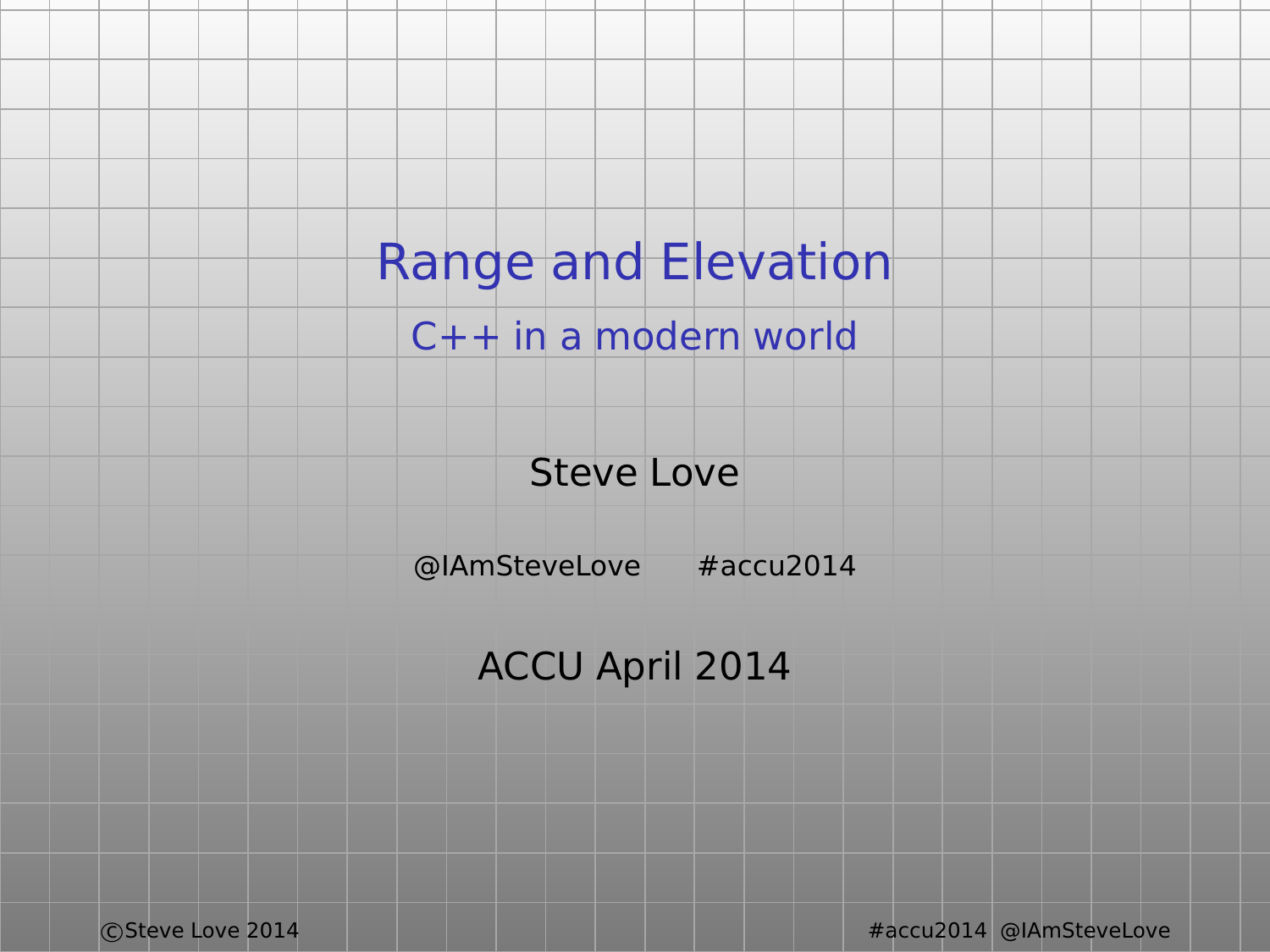# Range and Elevation

## C++ in a modern world

Steve Love

@IAmSteveLove #accu2014

ACCU April 2014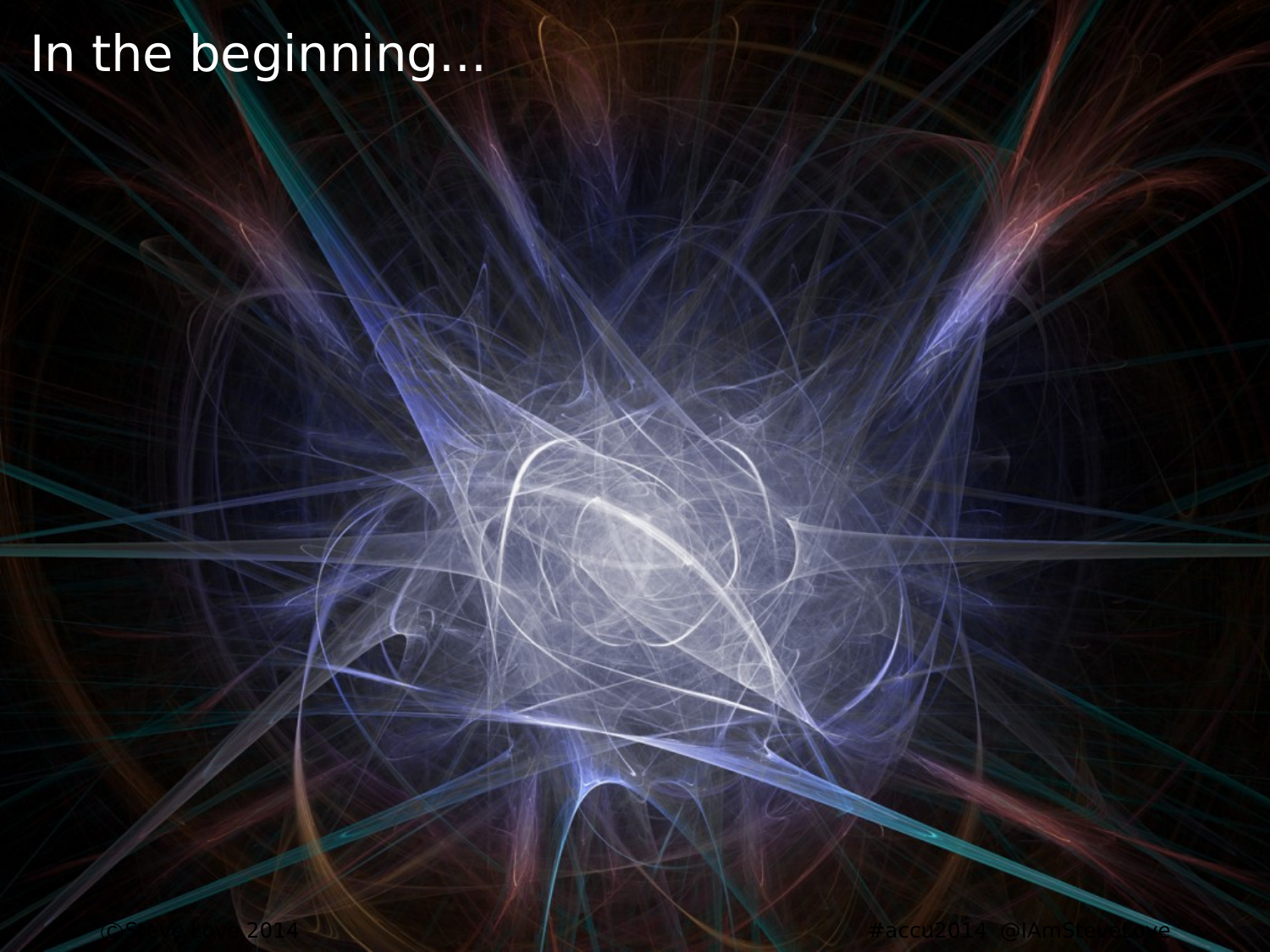# In the beginning…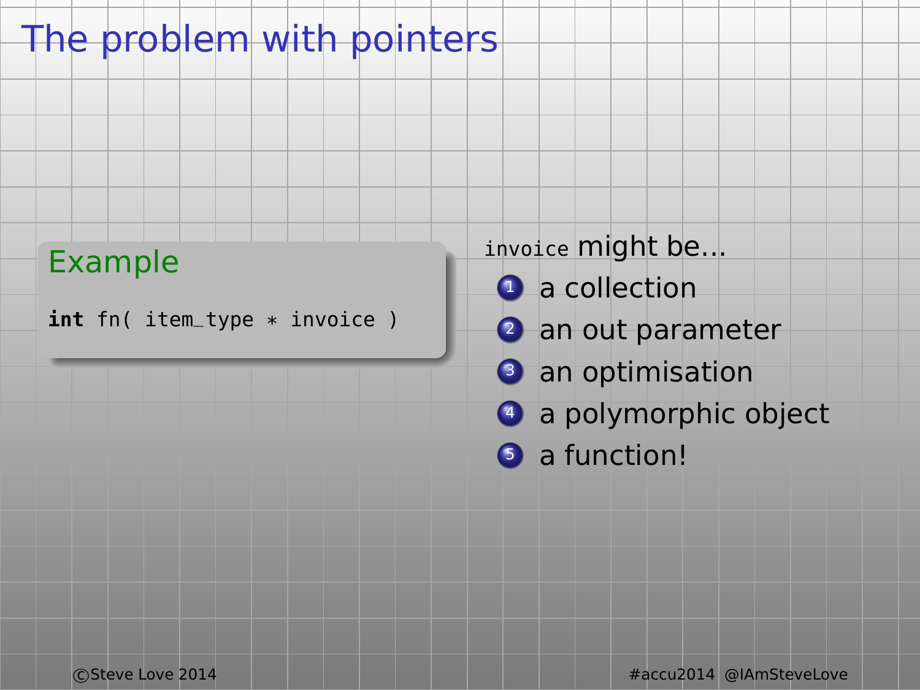# The problem with pointers

**Example**

```
int fn( item_type * invoice )
```

`invoice` might be...

1. a collection
2. an out parameter
3. an optimisation
4. a polymorphic object
5. a function!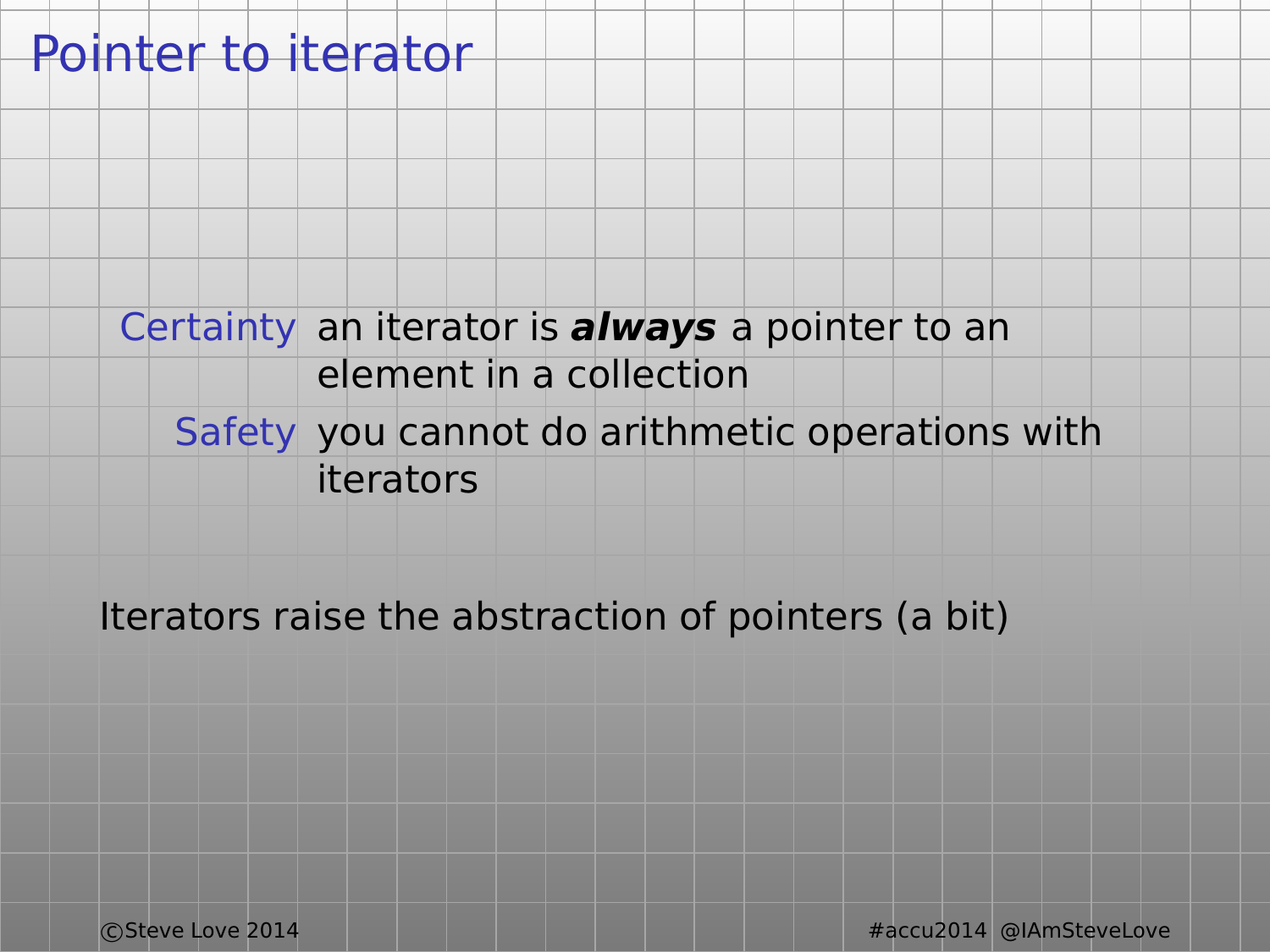# Pointer to iterator

**Certainty** an iterator is ***always*** a pointer to an element in a collection

**Safety** you cannot do arithmetic operations with iterators

Iterators raise the abstraction of pointers (a bit)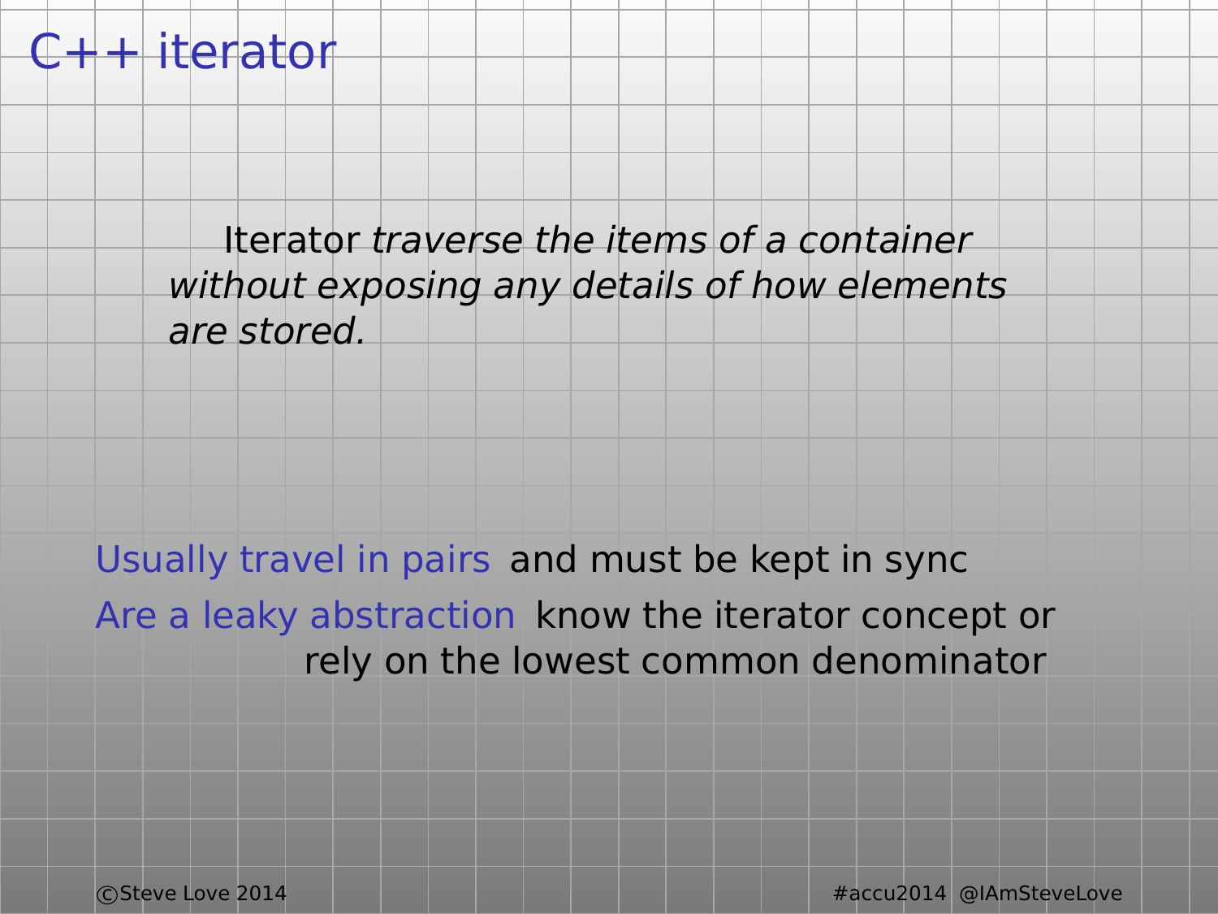# C++ iterator

Iterator *traverse the items of a container without exposing any details of how elements are stored.*

Usually travel in pairs and must be kept in sync

Are a leaky abstraction know the iterator concept or rely on the lowest common denominator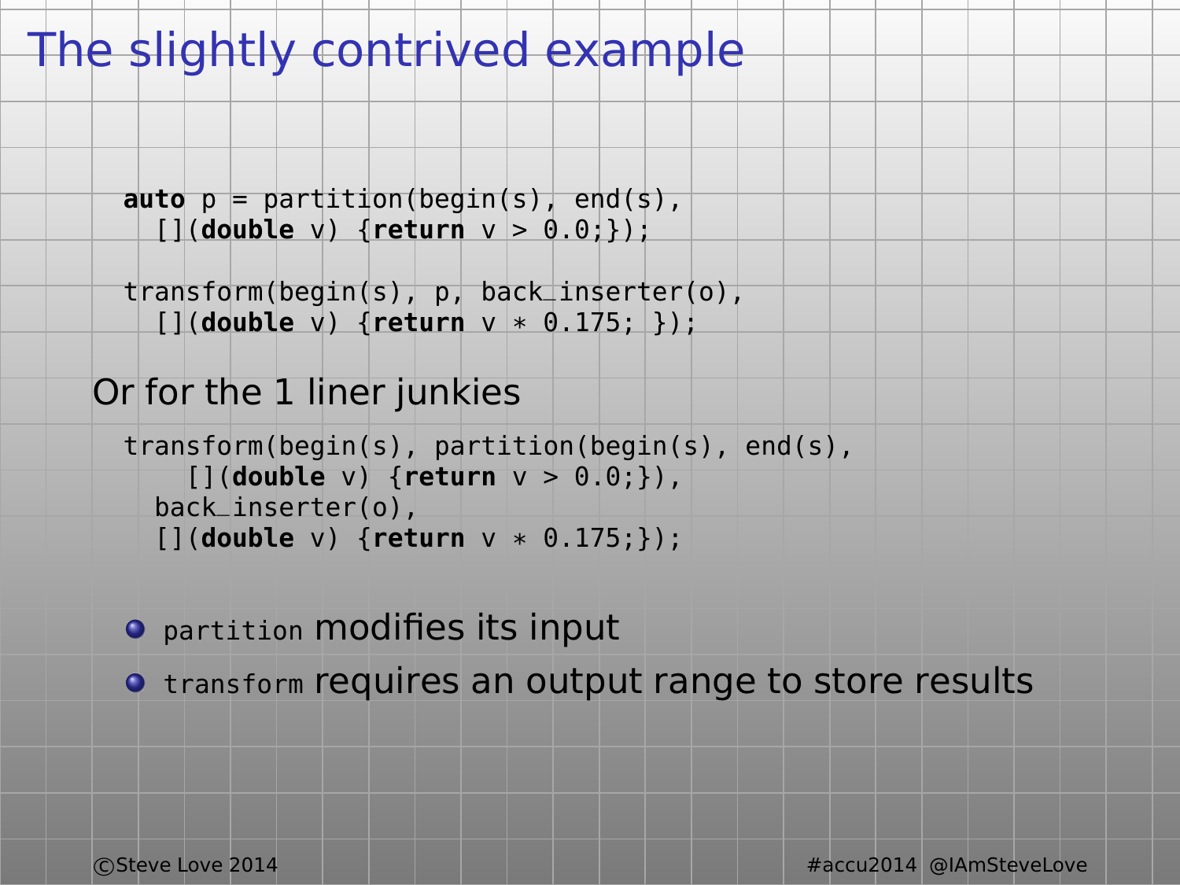# The slightly contrived example

```
auto p = partition(begin(s), end(s),
  [](double v) {return v > 0.0;});

transform(begin(s), p, back_inserter(o),
  [](double v) {return v * 0.175; });
```

Or for the 1 liner junkies

```
transform(begin(s), partition(begin(s), end(s),
    [](double v) {return v > 0.0;}),
  back_inserter(o),
  [](double v) {return v * 0.175;});
```

- `partition` modifies its input
- `transform` requires an output range to store results

©Steve Love 2014 #accu2014 @IAmSteveLove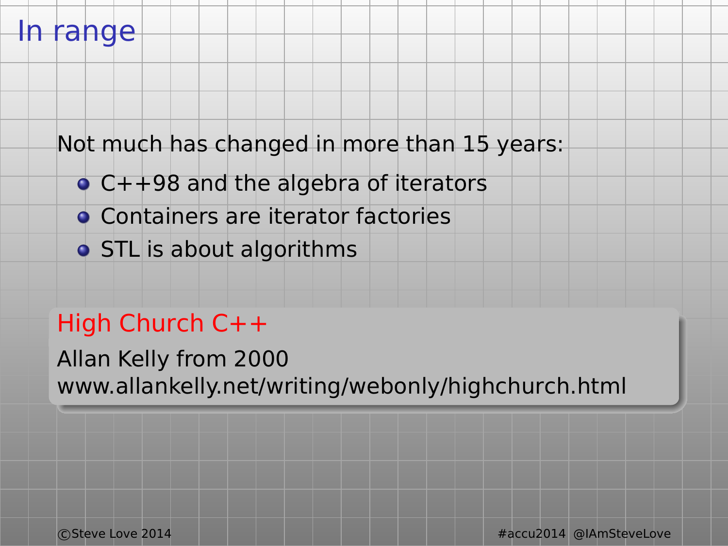# In range

Not much has changed in more than 15 years:

- C++98 and the algebra of iterators
- Containers are iterator factories
- STL is about algorithms

**High Church C++**

Allan Kelly from 2000
www.allankelly.net/writing/webonly/highchurch.html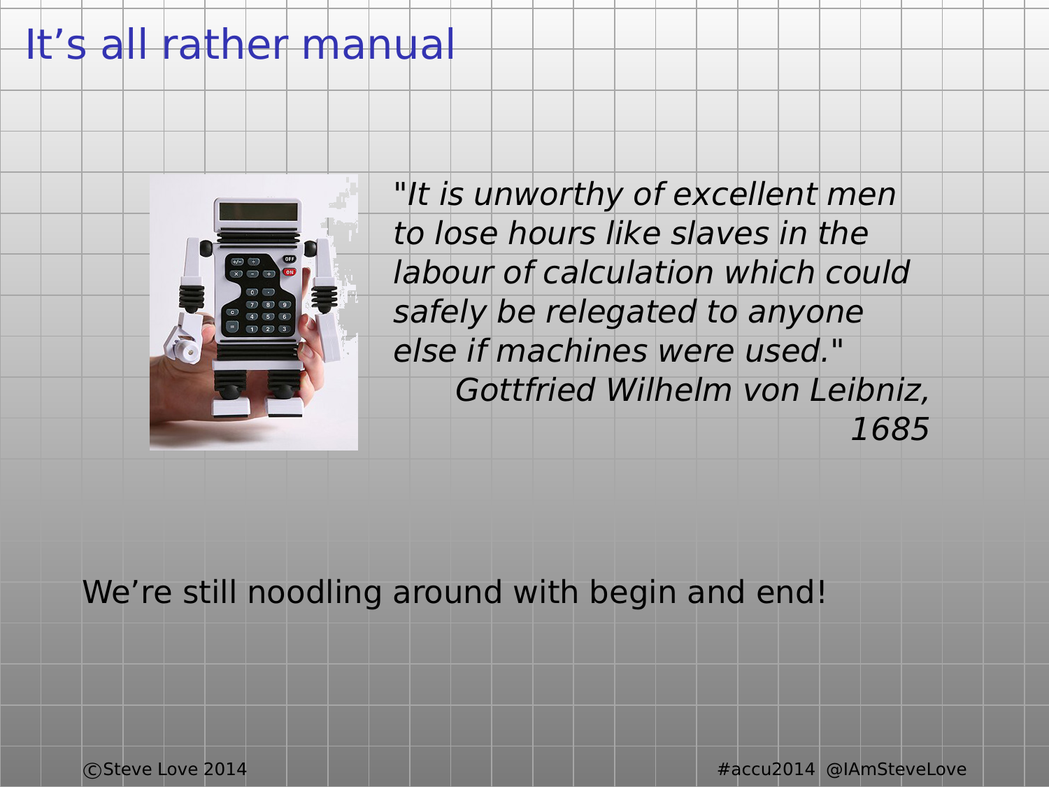# It's all rather manual

*"It is unworthy of excellent men to lose hours like slaves in the labour of calculation which could safely be relegated to anyone else if machines were used."*
*Gottfried Wilhelm von Leibniz, 1685*

We're still noodling around with begin and end!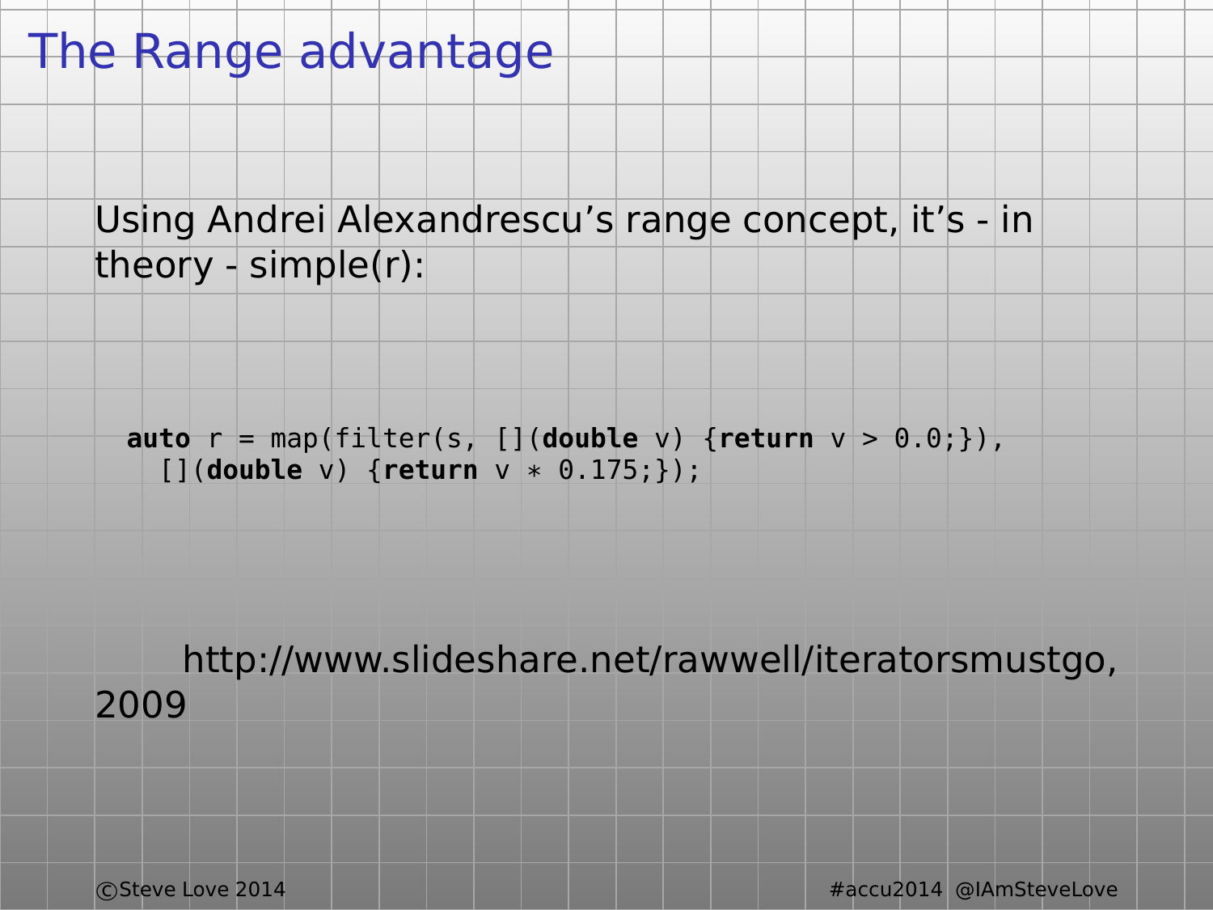# The Range advantage

Using Andrei Alexandrescu's range concept, it's - in theory - simple(r):

```
auto r = map(filter(s, [](double v) {return v > 0.0;}),
  [](double v) {return v * 0.175;});
```

http://www.slideshare.net/rawwell/iteratorsmustgo, 2009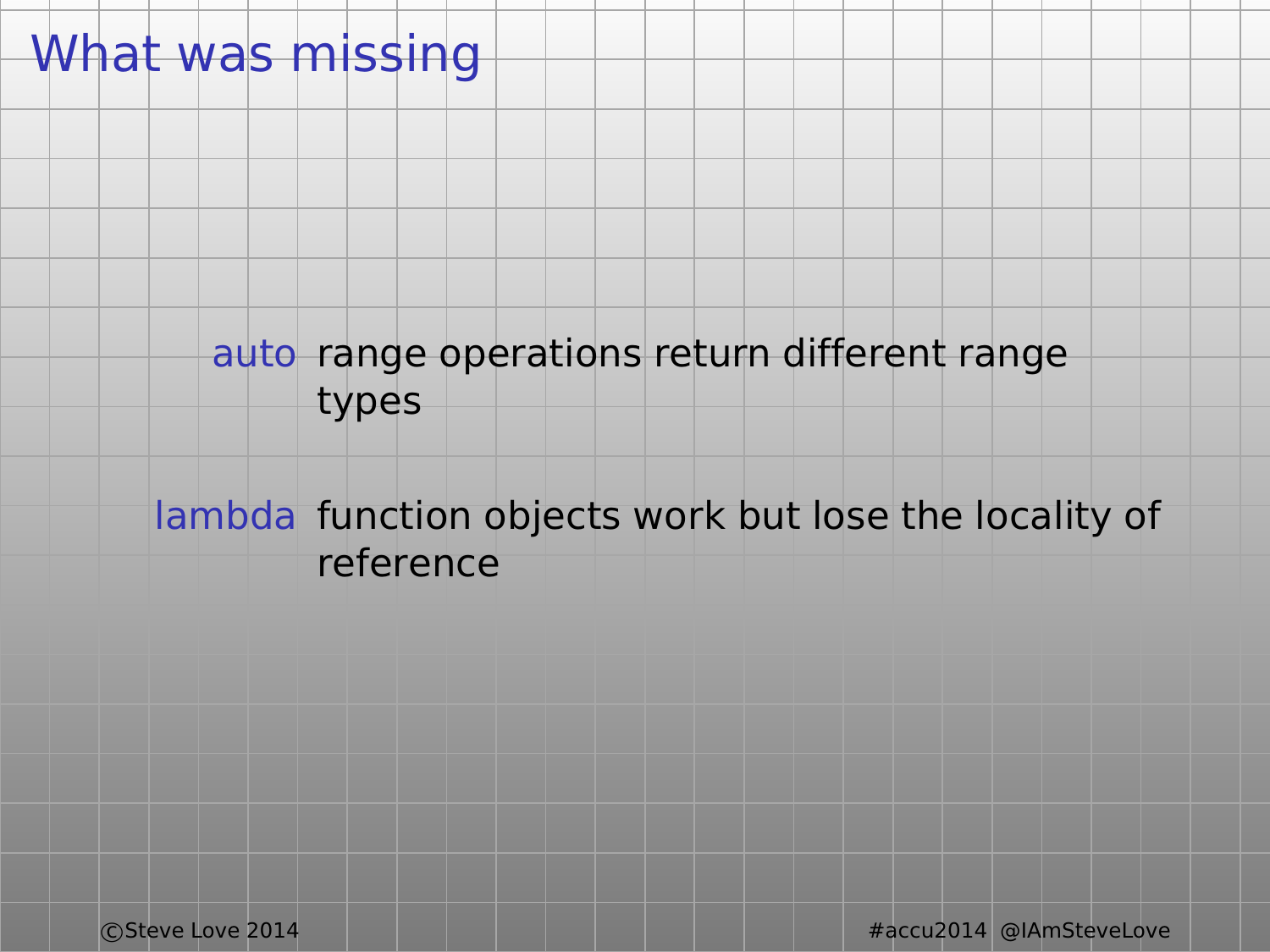# What was missing

**auto** range operations return different range types

**lambda** function objects work but lose the locality of reference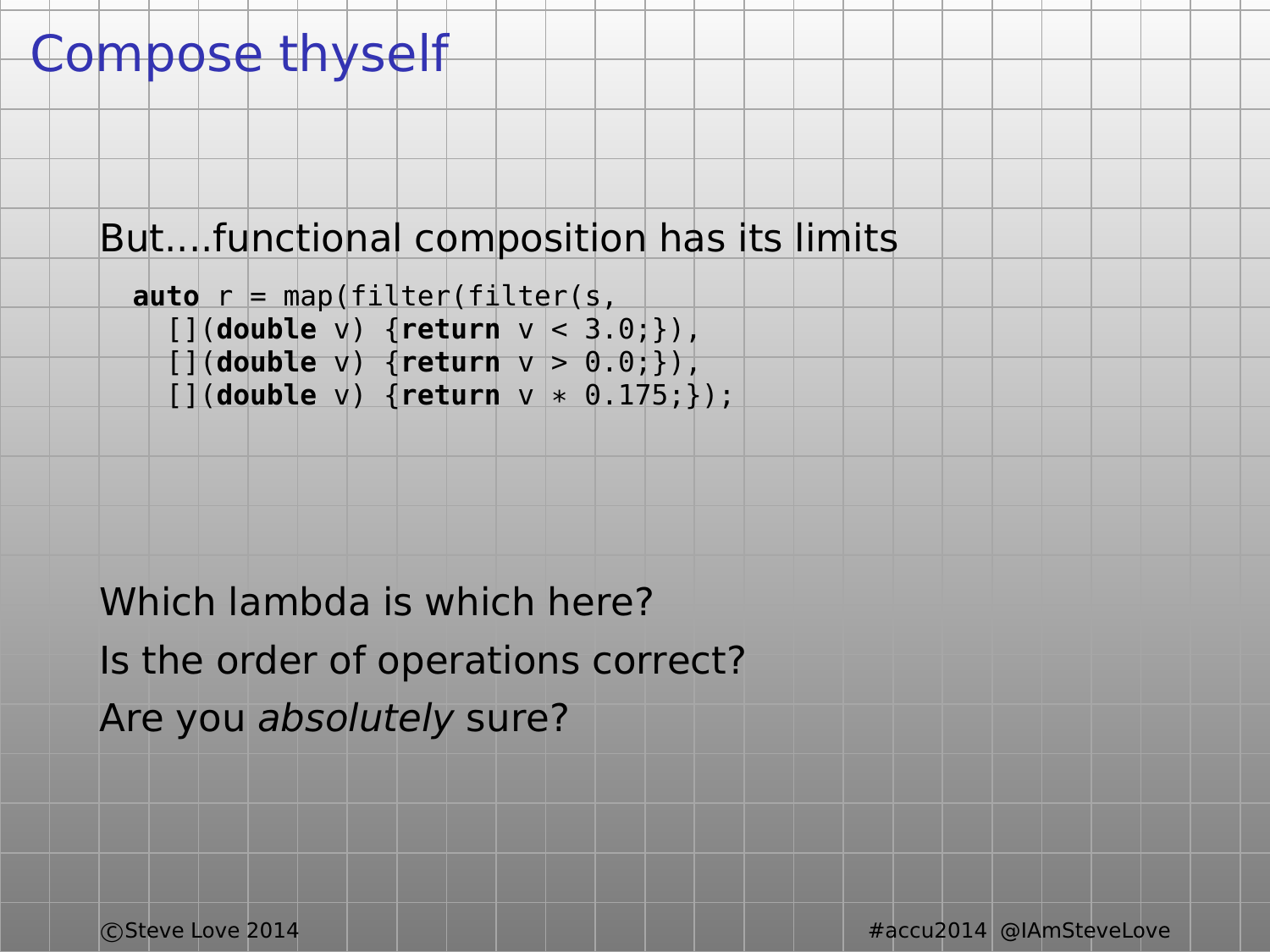# Compose thyself

But....functional composition has its limits

```
auto r = map(filter(filter(s,
  [](double v) {return v < 3.0;}),
  [](double v) {return v > 0.0;}),
  [](double v) {return v * 0.175;});
```

Which lambda is which here?

Is the order of operations correct?

Are you *absolutely* sure?

©Steve Love 2014 #accu2014 @IAmSteveLove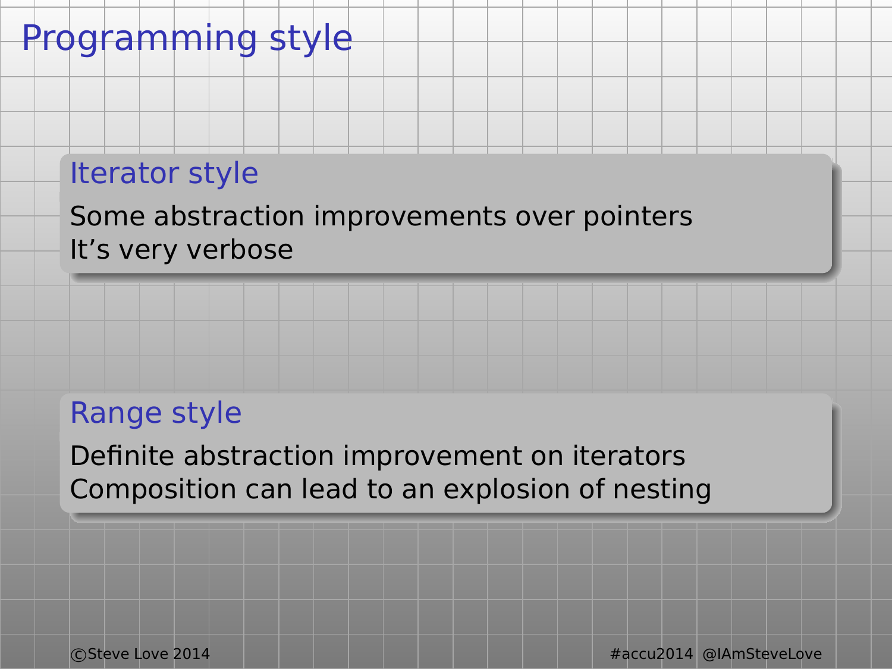# Programming style

## Iterator style

Some abstraction improvements over pointers
It’s very verbose

## Range style

Definite abstraction improvement on iterators
Composition can lead to an explosion of nesting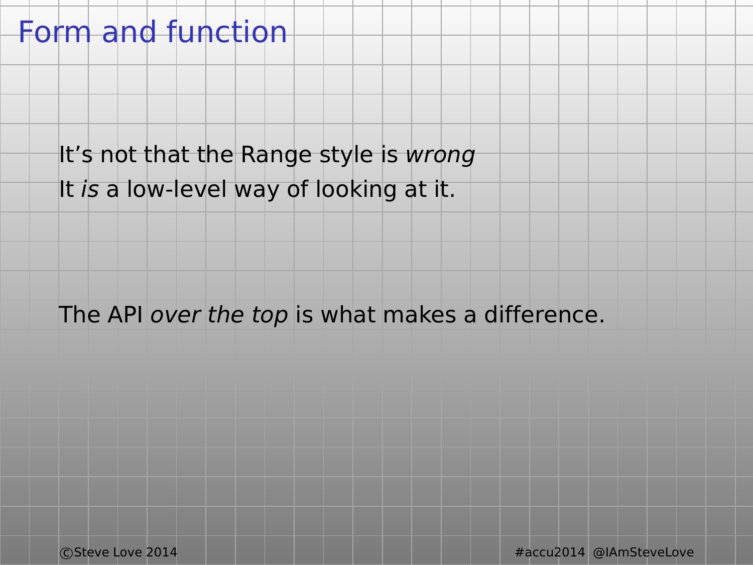# Form and function

It's not that the Range style is *wrong*
It *is* a low-level way of looking at it.

The API *over the top* is what makes a difference.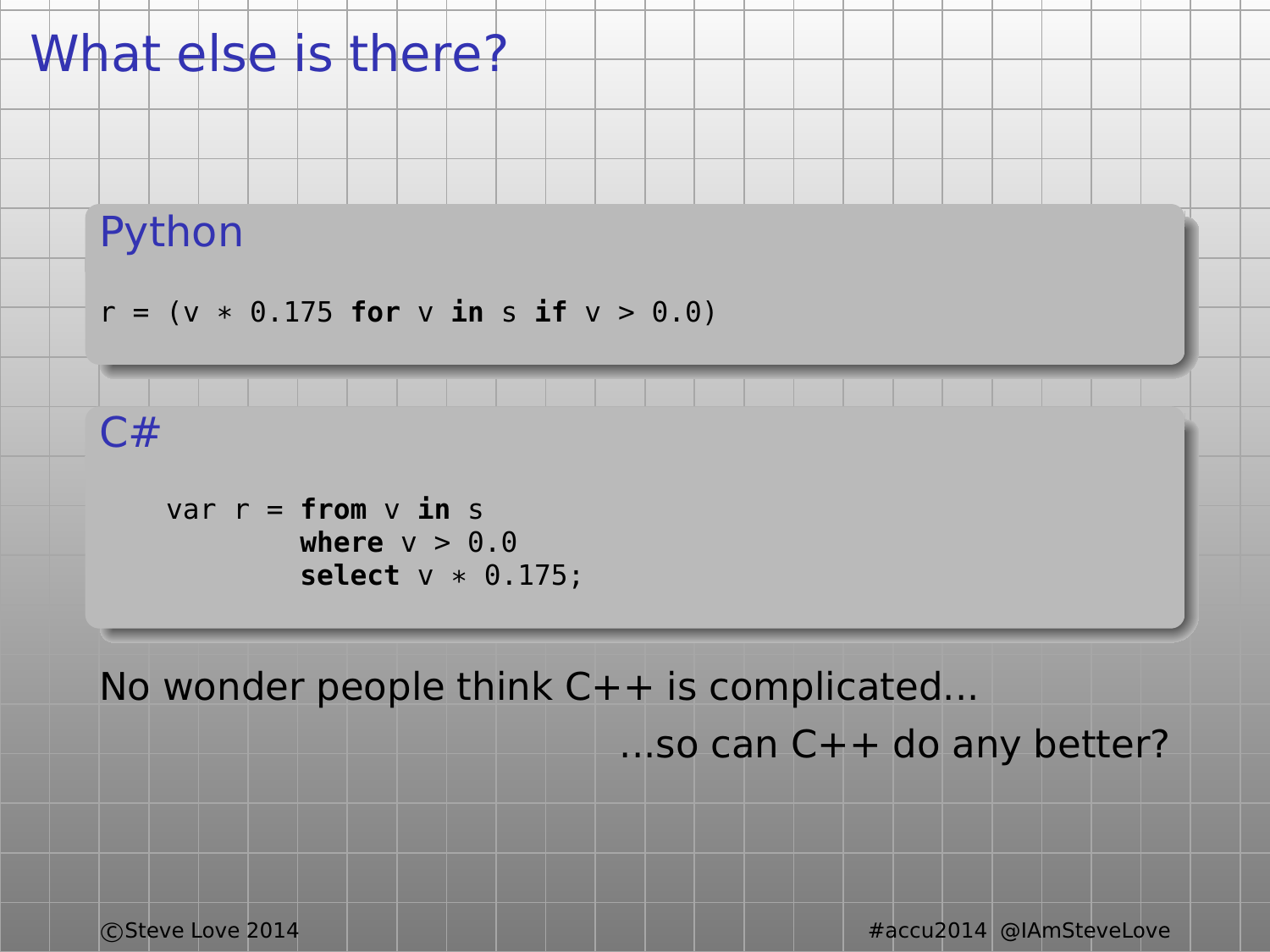# What else is there?

## Python

```
r = (v * 0.175 for v in s if v > 0.0)
```

## C#

```
    var r = from v in s
            where v > 0.0
            select v * 0.175;
```

No wonder people think C++ is complicated...

...so can C++ do any better?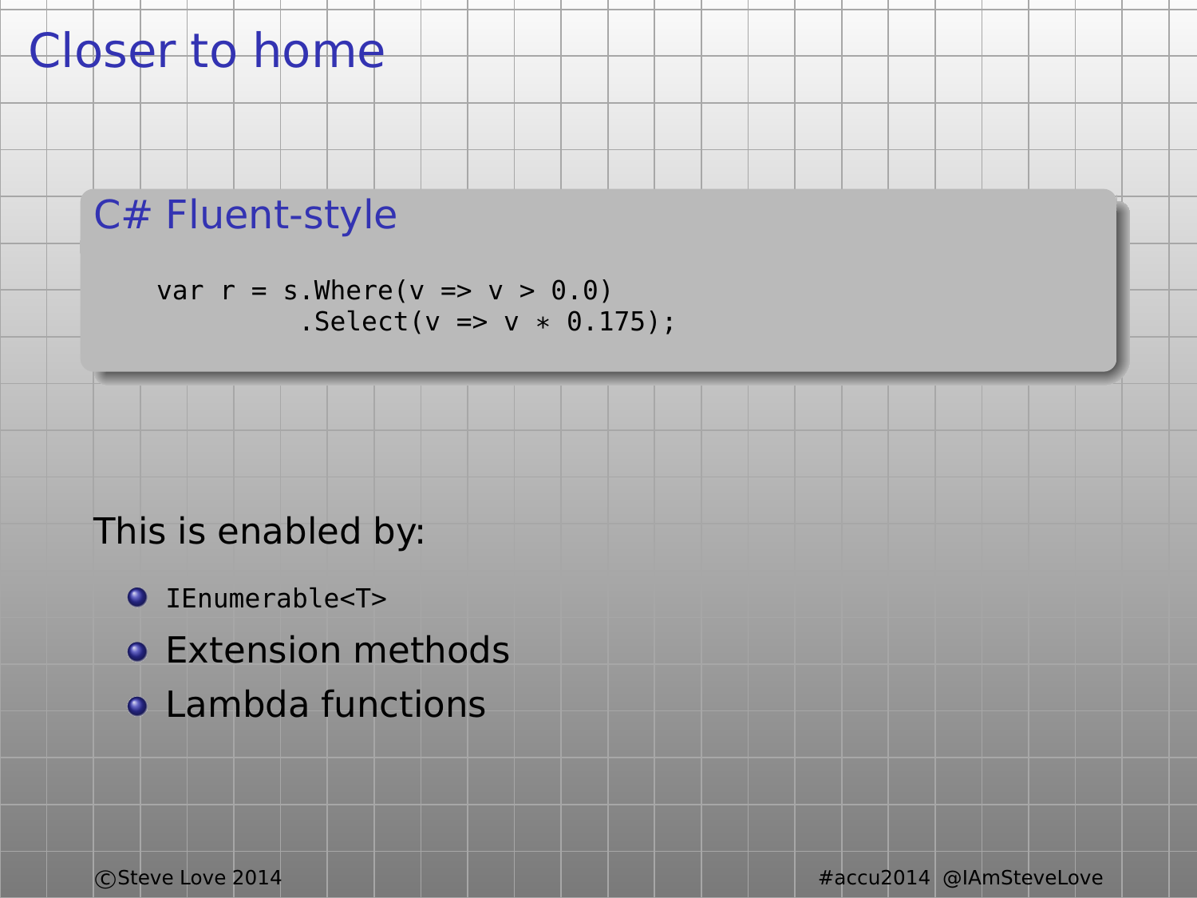# Closer to home

## C# Fluent-style

```
var r = s.Where(v => v > 0.0)
         .Select(v => v * 0.175);
```

This is enabled by:

- `IEnumerable<T>`
- Extension methods
- Lambda functions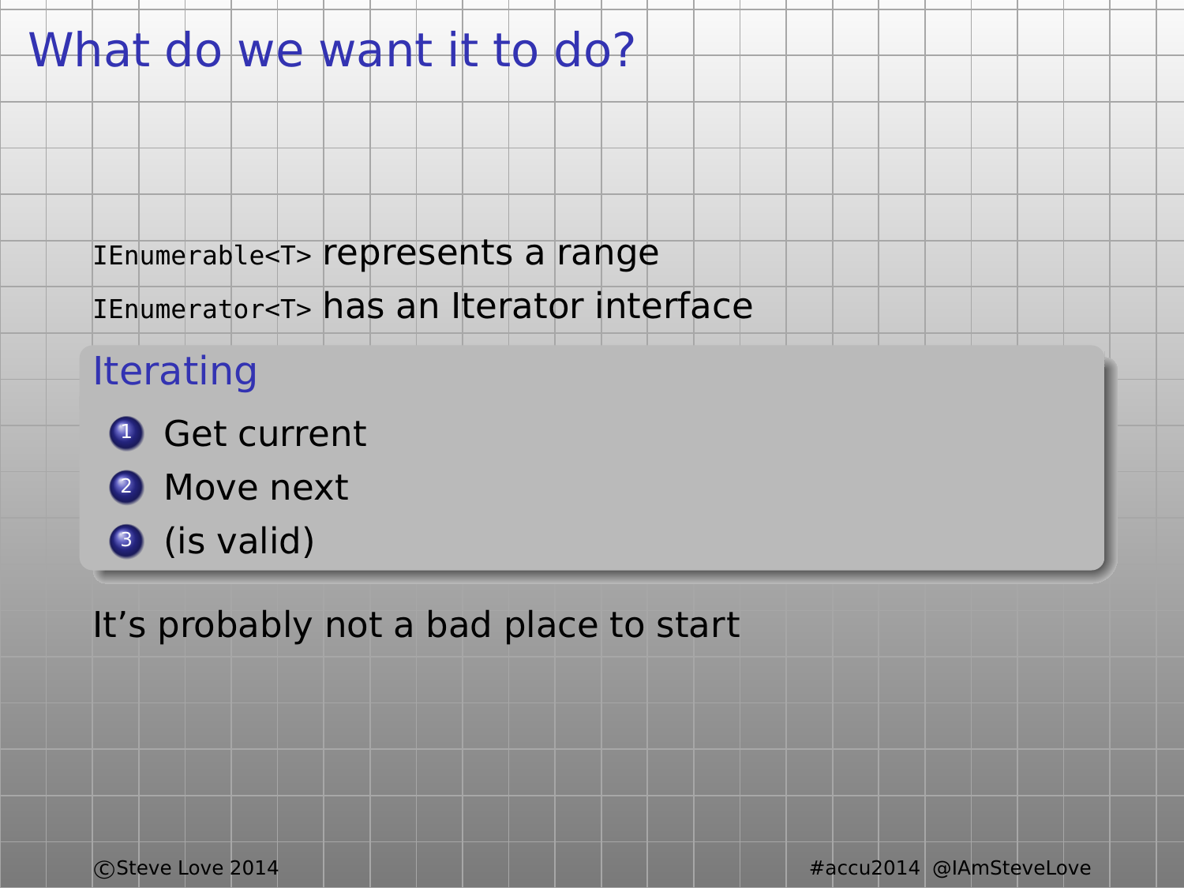# What do we want it to do?

`IEnumerable<T>` represents a range

`IEnumerator<T>` has an Iterator interface

### Iterating

1. Get current
2. Move next
3. (is valid)

It's probably not a bad place to start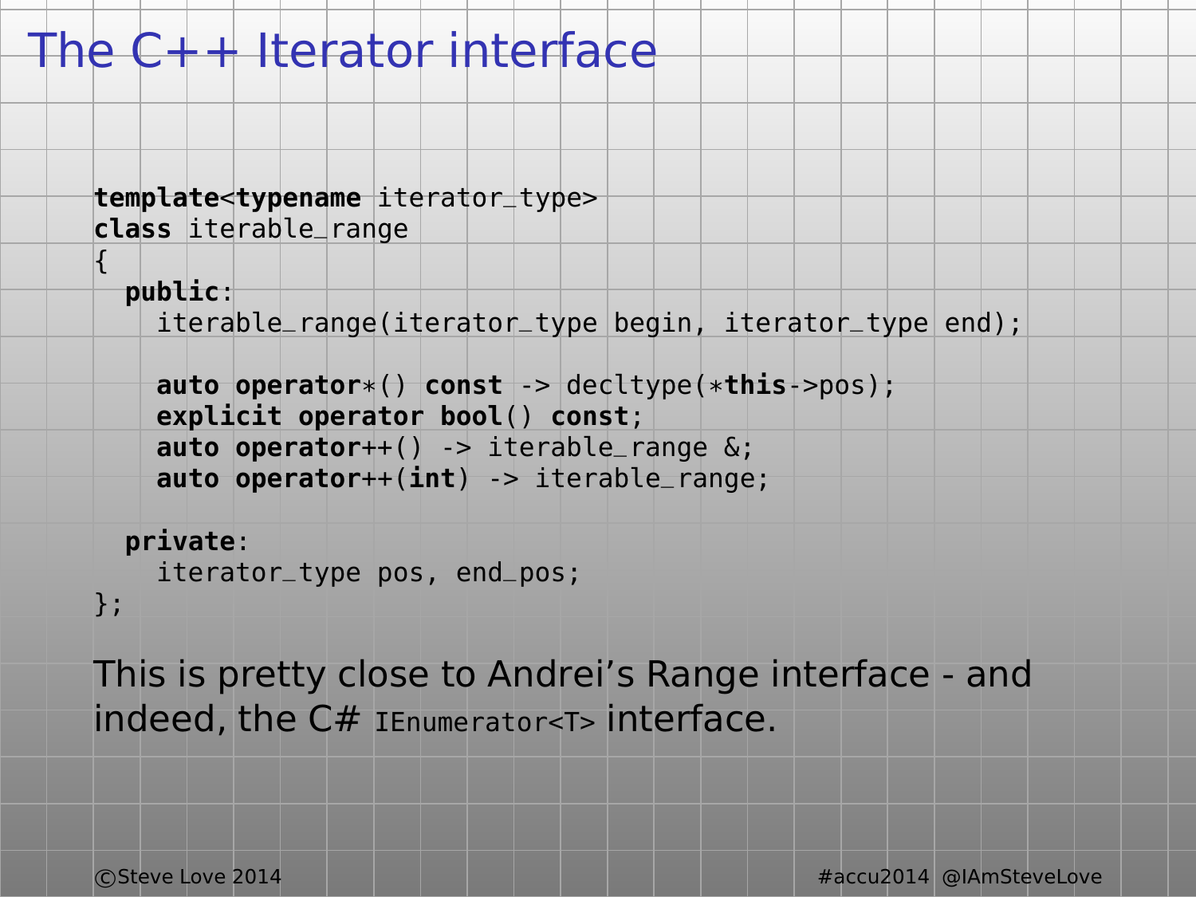# The C++ Iterator interface

```
template<typename iterator_type>
class iterable_range
{
  public:
    iterable_range(iterator_type begin, iterator_type end);

    auto operator*() const -> decltype(*this->pos);
    explicit operator bool() const;
    auto operator++() -> iterable_range &;
    auto operator++(int) -> iterable_range;

  private:
    iterator_type pos, end_pos;
};
```

This is pretty close to Andrei's Range interface - and indeed, the C# `IEnumerator<T>` interface.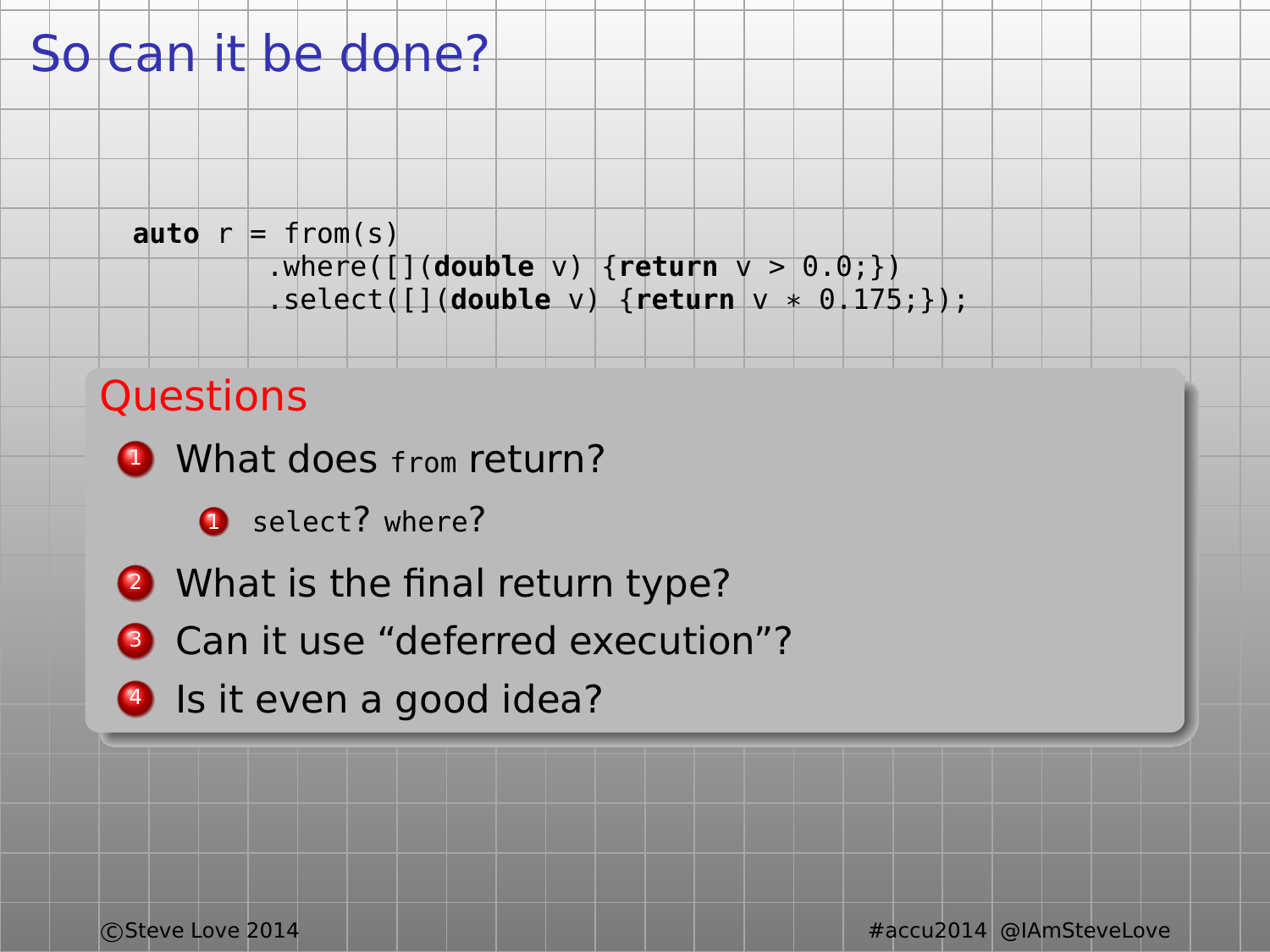# So can it be done?

```
auto r = from(s)
        .where([](double v) {return v > 0.0;})
        .select([](double v) {return v * 0.175;});
```

## Questions

1. What does `from` return?
   1. `select`? `where`?
2. What is the final return type?
3. Can it use “deferred execution”?
4. Is it even a good idea?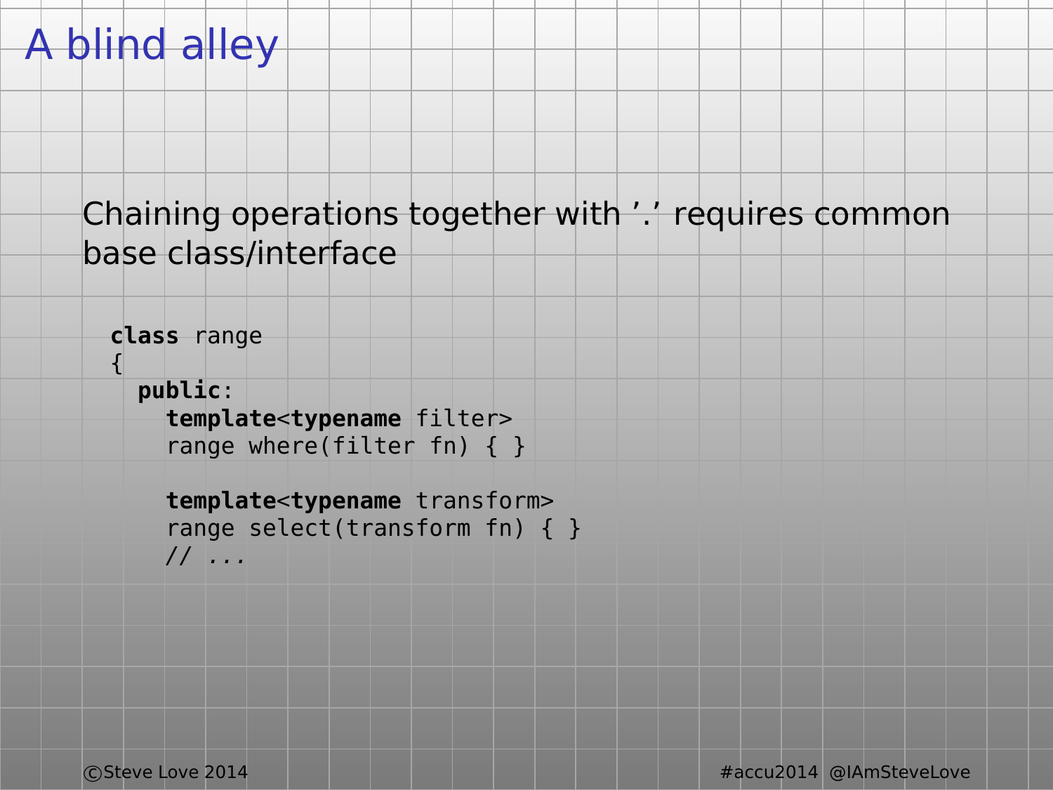# A blind alley

Chaining operations together with '.' requires common base class/interface

```
class range
{
  public:
    template<typename filter>
    range where(filter fn) { }

    template<typename transform>
    range select(transform fn) { }
    // ...
```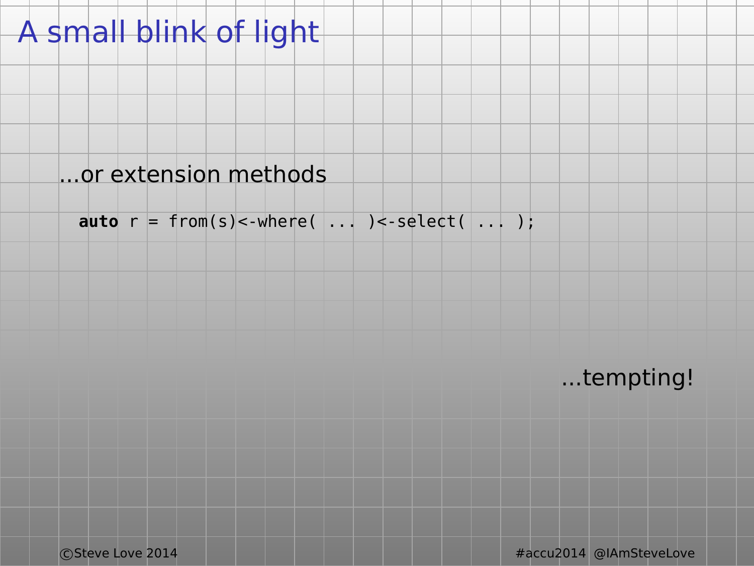# A small blink of light

...or extension methods

```
auto r = from(s)<-where( ... )<-select( ... );
```

...tempting!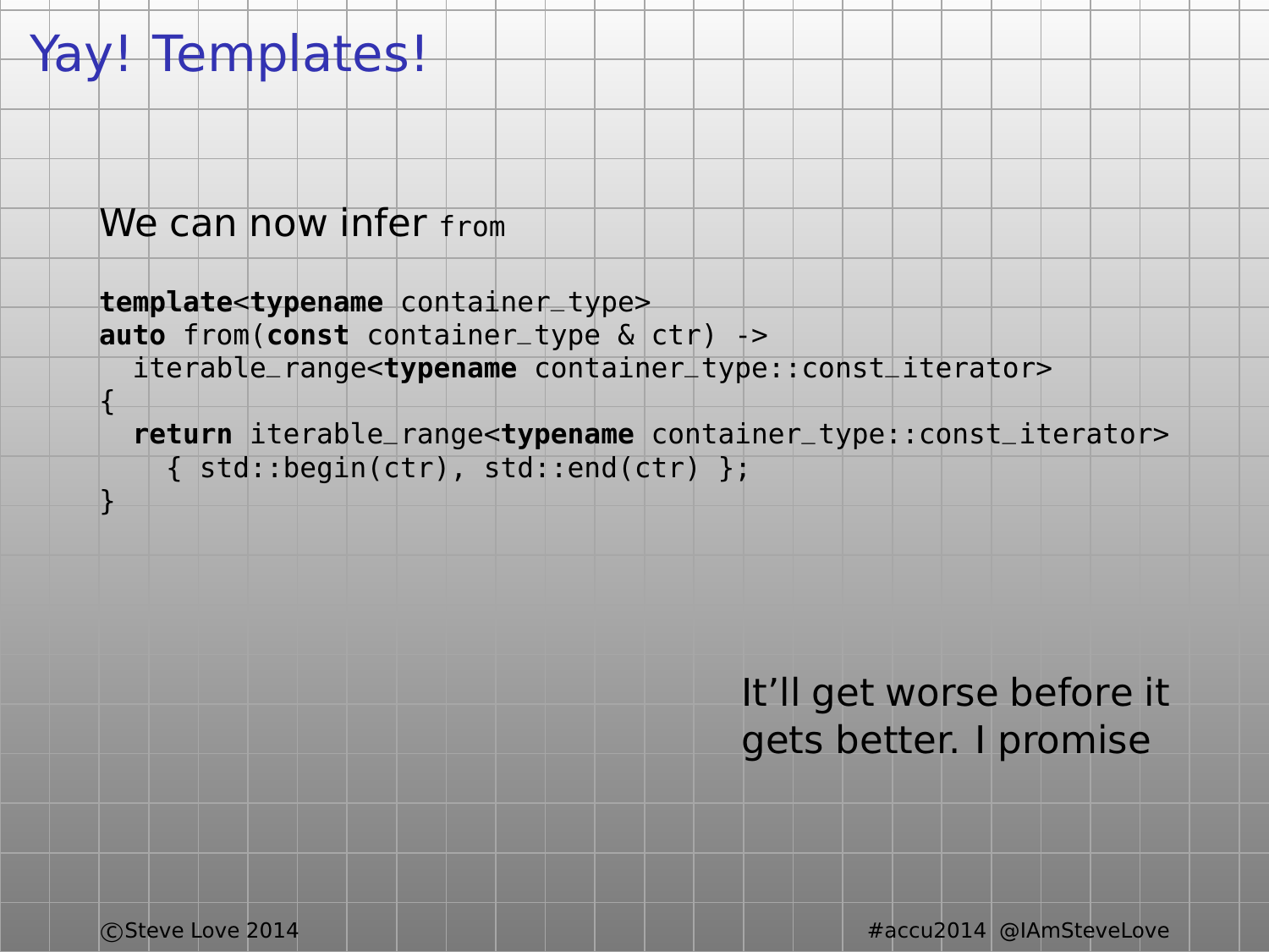# Yay! Templates!

We can now infer `from`

```
template<typename container_type>
auto from(const container_type & ctr) ->
  iterable_range<typename container_type::const_iterator>
{
  return iterable_range<typename container_type::const_iterator>
    { std::begin(ctr), std::end(ctr) };
}
```

It'll get worse before it gets better. I promise

©Steve Love 2014 #accu2014 @IAmSteveLove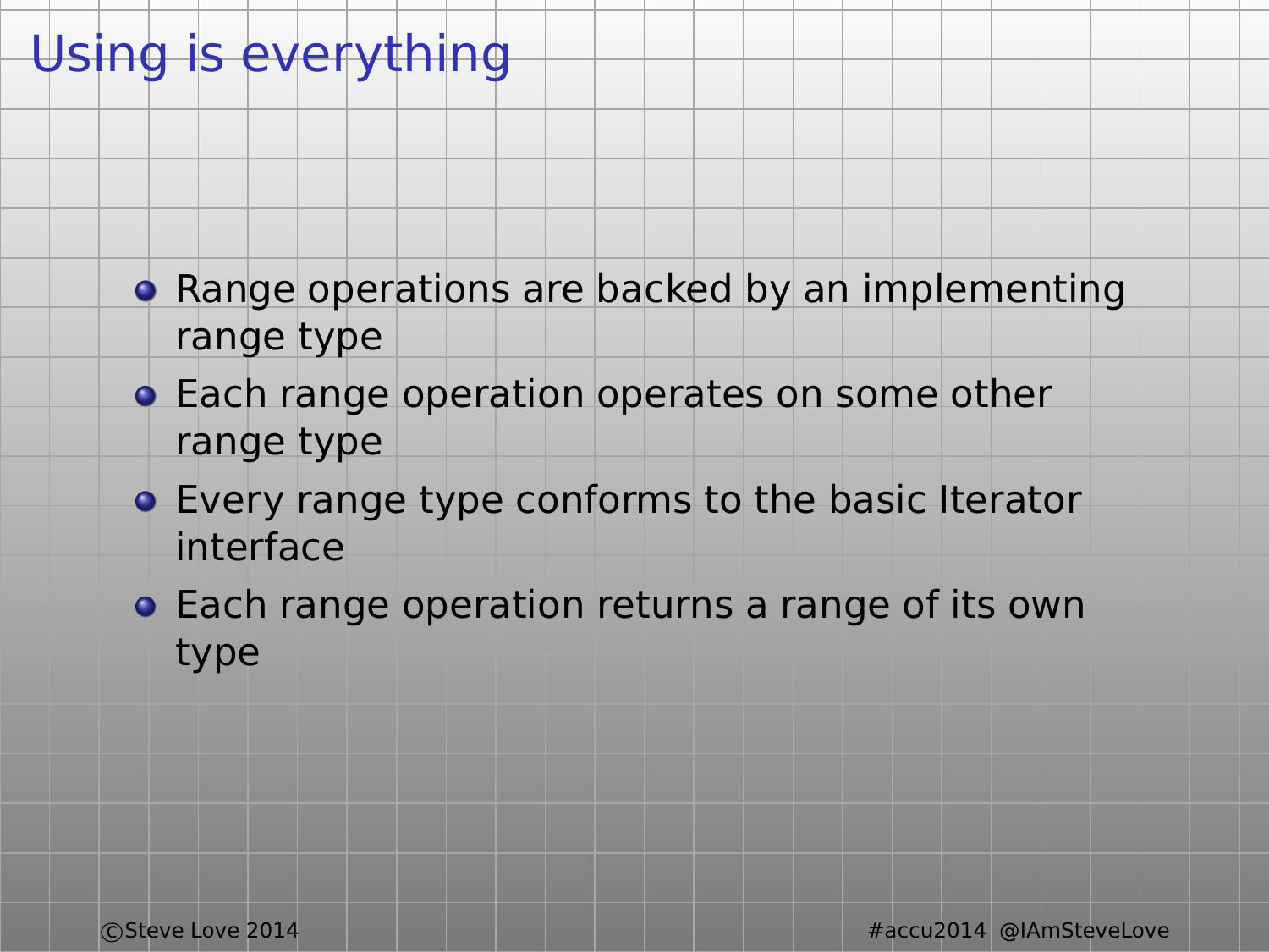# Using is everything

- Range operations are backed by an implementing range type
- Each range operation operates on some other range type
- Every range type conforms to the basic Iterator interface
- Each range operation returns a range of its own type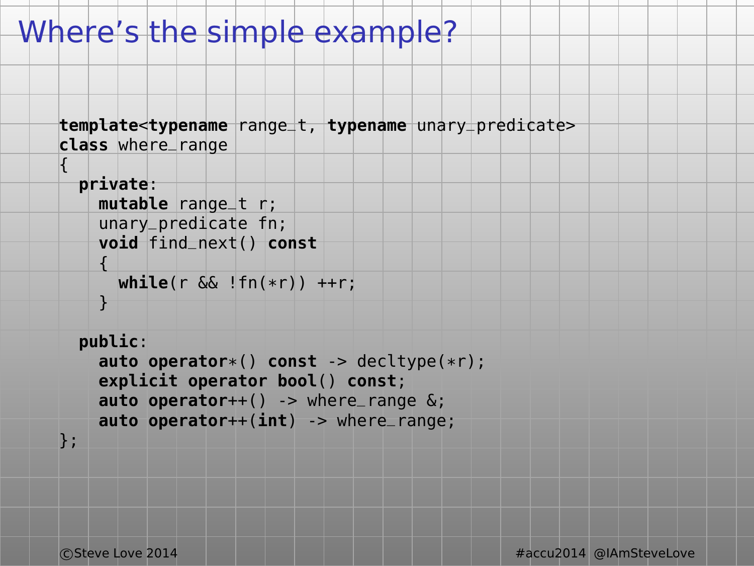# Where’s the simple example?

```
template<typename range_t, typename unary_predicate>
class where_range
{
  private:
    mutable range_t r;
    unary_predicate fn;
    void find_next() const
    {
      while(r && !fn(*r)) ++r;
    }

  public:
    auto operator*() const -> decltype(*r);
    explicit operator bool() const;
    auto operator++() -> where_range &;
    auto operator++(int) -> where_range;
};
```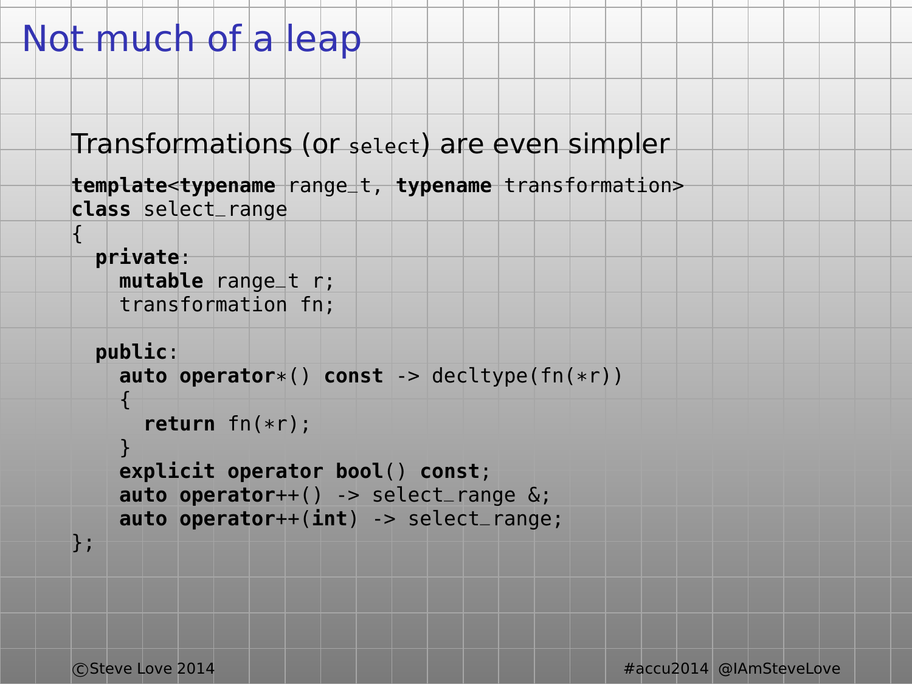# Not much of a leap

Transformations (or `select`) are even simpler

```
template<typename range_t, typename transformation>
class select_range
{
  private:
    mutable range_t r;
    transformation fn;

  public:
    auto operator*() const -> decltype(fn(*r))
    {
      return fn(*r);
    }
    explicit operator bool() const;
    auto operator++() -> select_range &;
    auto operator++(int) -> select_range;
};
```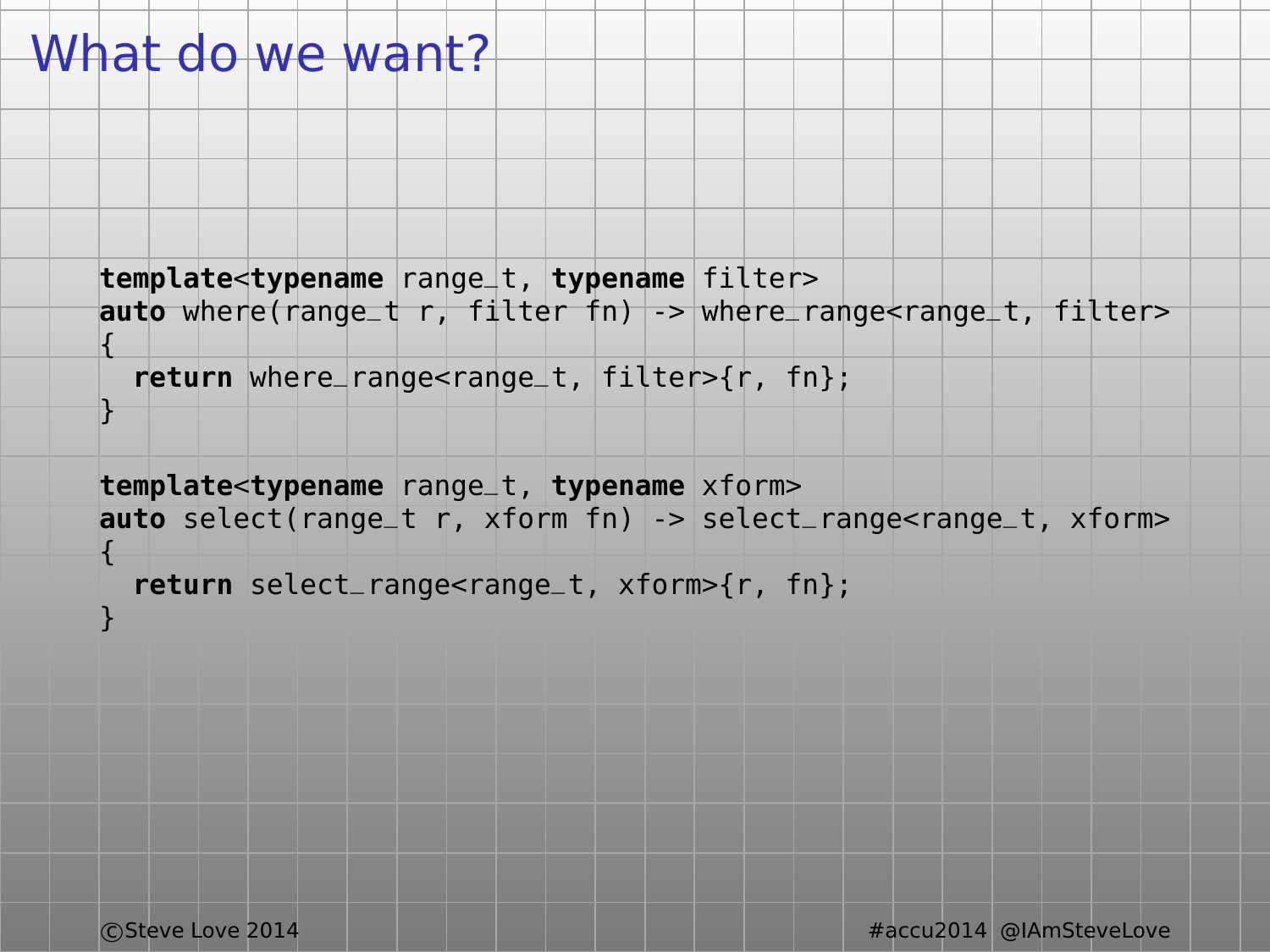# What do we want?

```
template<typename range_t, typename filter>
auto where(range_t r, filter fn) -> where_range<range_t, filter>
{
  return where_range<range_t, filter>{r, fn};
}

template<typename range_t, typename xform>
auto select(range_t r, xform fn) -> select_range<range_t, xform>
{
  return select_range<range_t, xform>{r, fn};
}
```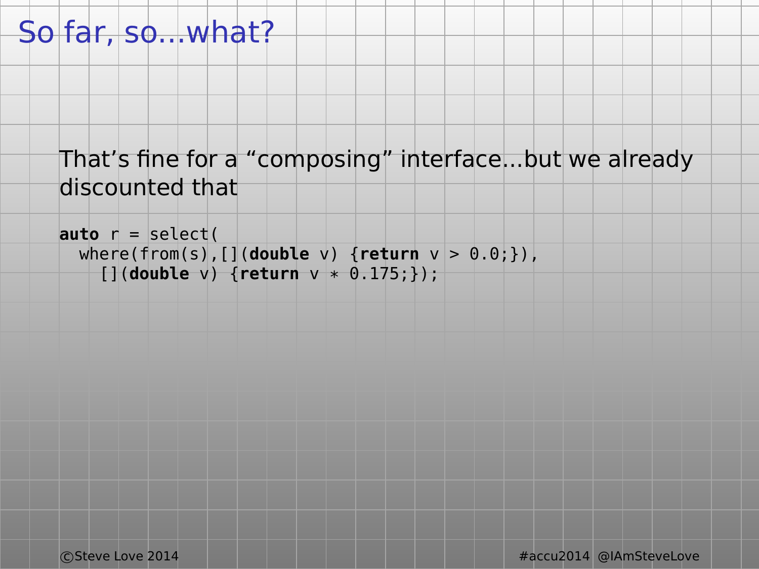# So far, so...what?

That’s fine for a “composing” interface...but we already discounted that

```
auto r = select(
  where(from(s),[](double v) {return v > 0.0;}),
    [](double v) {return v * 0.175;});
```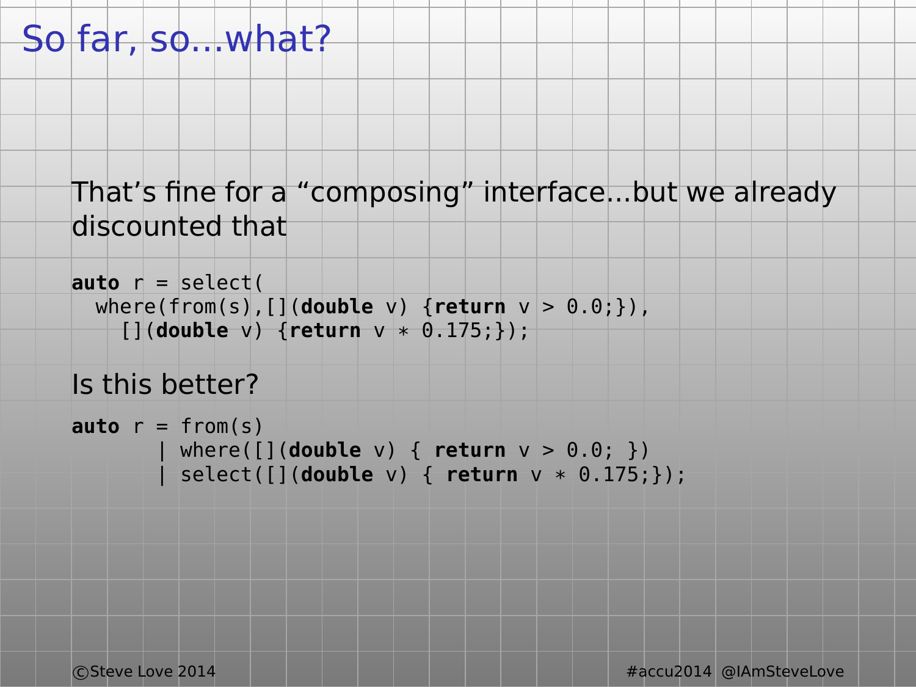# So far, so...what?

That’s fine for a “composing” interface...but we already discounted that

```
auto r = select(
  where(from(s),[](double v) {return v > 0.0;}),
    [](double v) {return v * 0.175;});
```

Is this better?

```
auto r = from(s)
       | where([](double v) { return v > 0.0; })
       | select([](double v) { return v * 0.175;});
```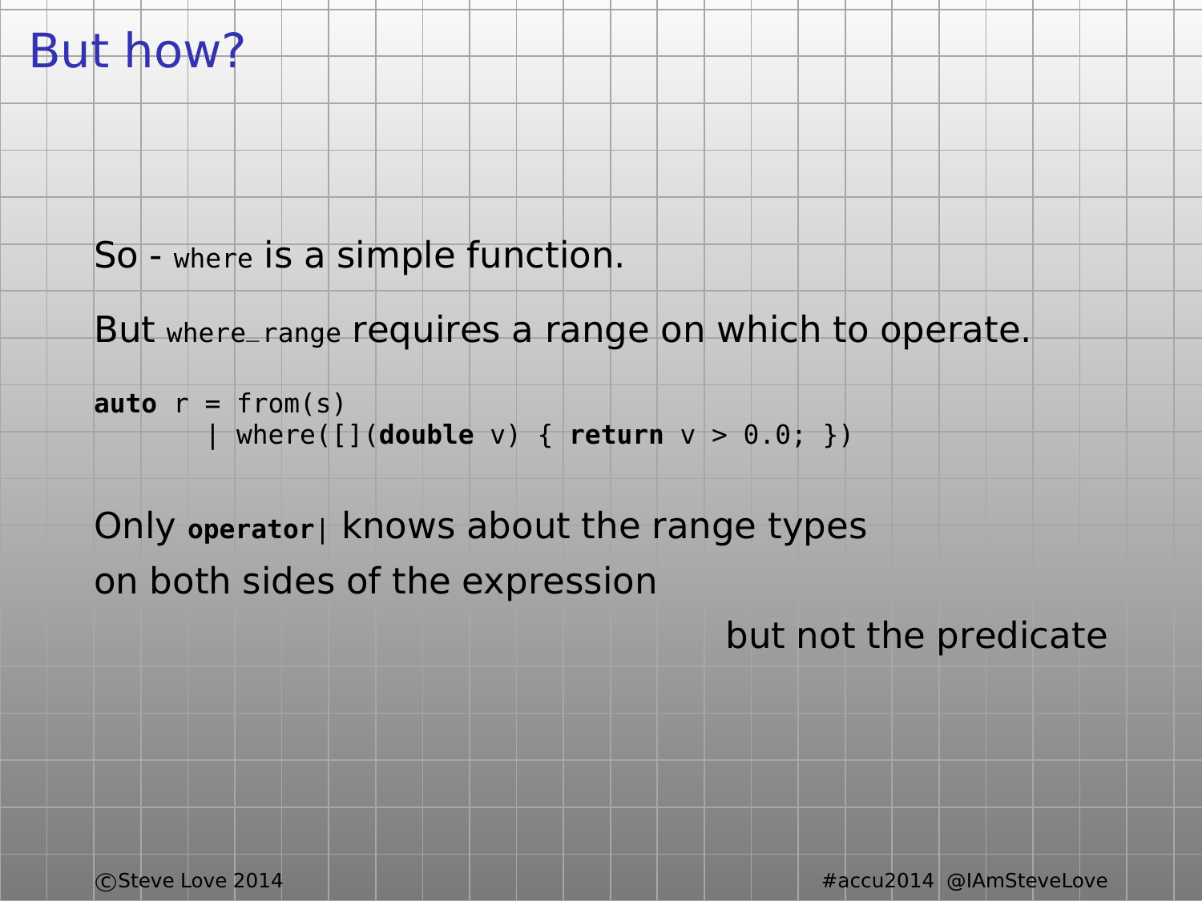# But how?

So - `where` is a simple function.

But `where_range` requires a range on which to operate.

```
auto r = from(s)
       | where([](double v) { return v > 0.0; })
```

Only **`operator|`** knows about the range types on both sides of the expression

but not the predicate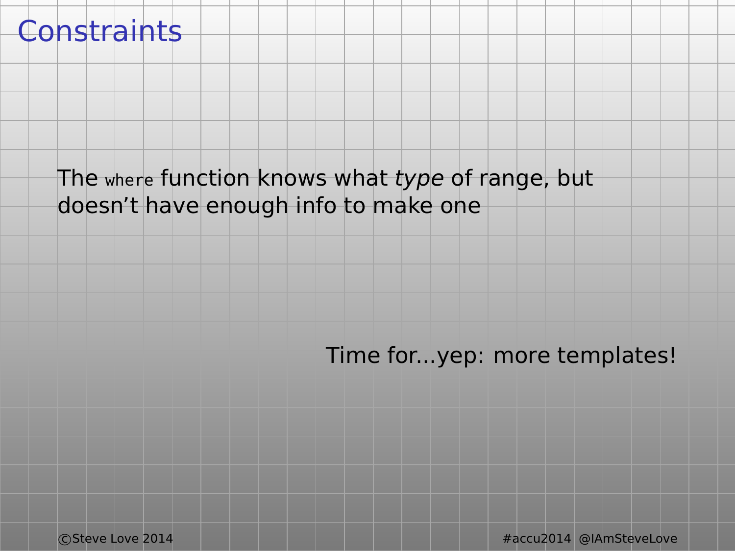# Constraints

The `where` function knows what *type* of range, but doesn't have enough info to make one

Time for...yep: more templates!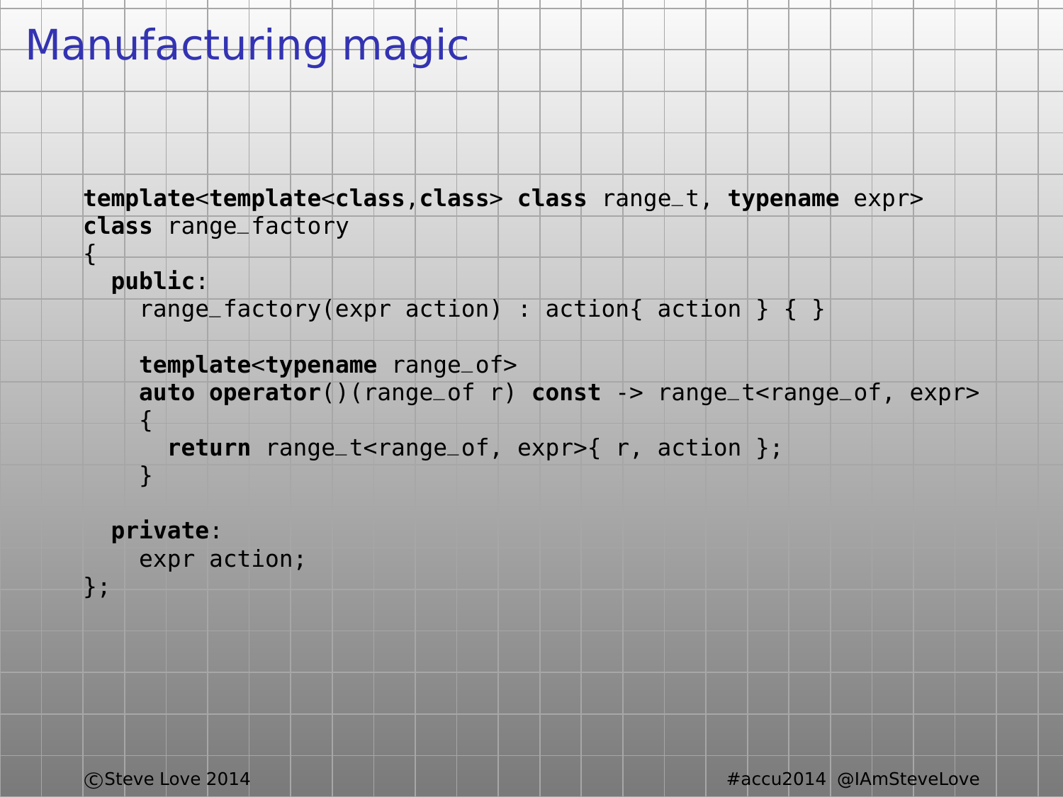# Manufacturing magic

```
template<template<class,class> class range_t, typename expr>
class range_factory
{
  public:
    range_factory(expr action) : action{ action } { }

    template<typename range_of>
    auto operator()(range_of r) const -> range_t<range_of, expr>
    {
      return range_t<range_of, expr>{ r, action };
    }

  private:
    expr action;
};
```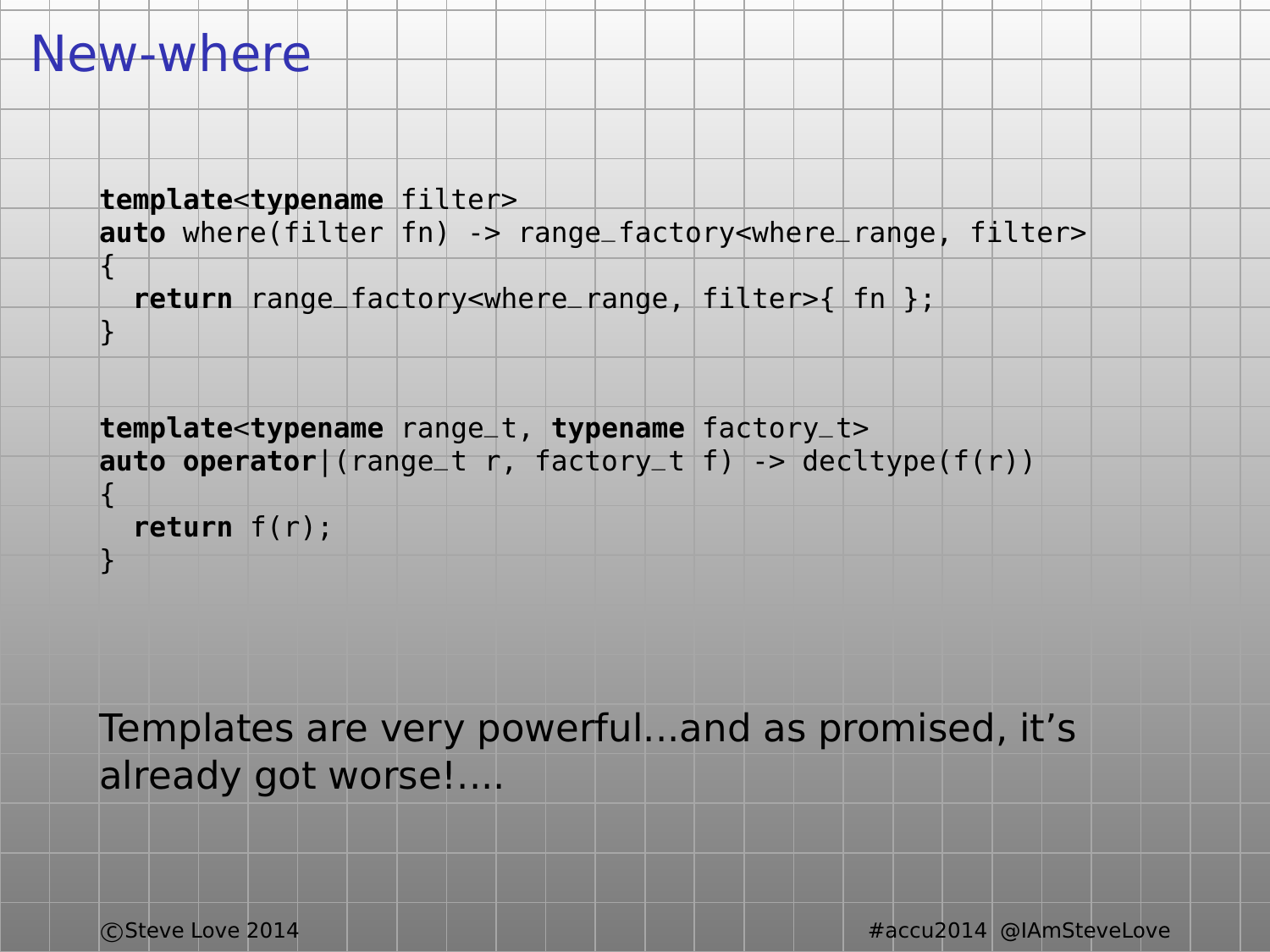# New-where

```
template<typename filter>
auto where(filter fn) -> range_factory<where_range, filter>
{
  return range_factory<where_range, filter>{ fn };
}
```

```
template<typename range_t, typename factory_t>
auto operator|(range_t r, factory_t f) -> decltype(f(r))
{
  return f(r);
}
```

Templates are very powerful…and as promised, it’s already got worse!….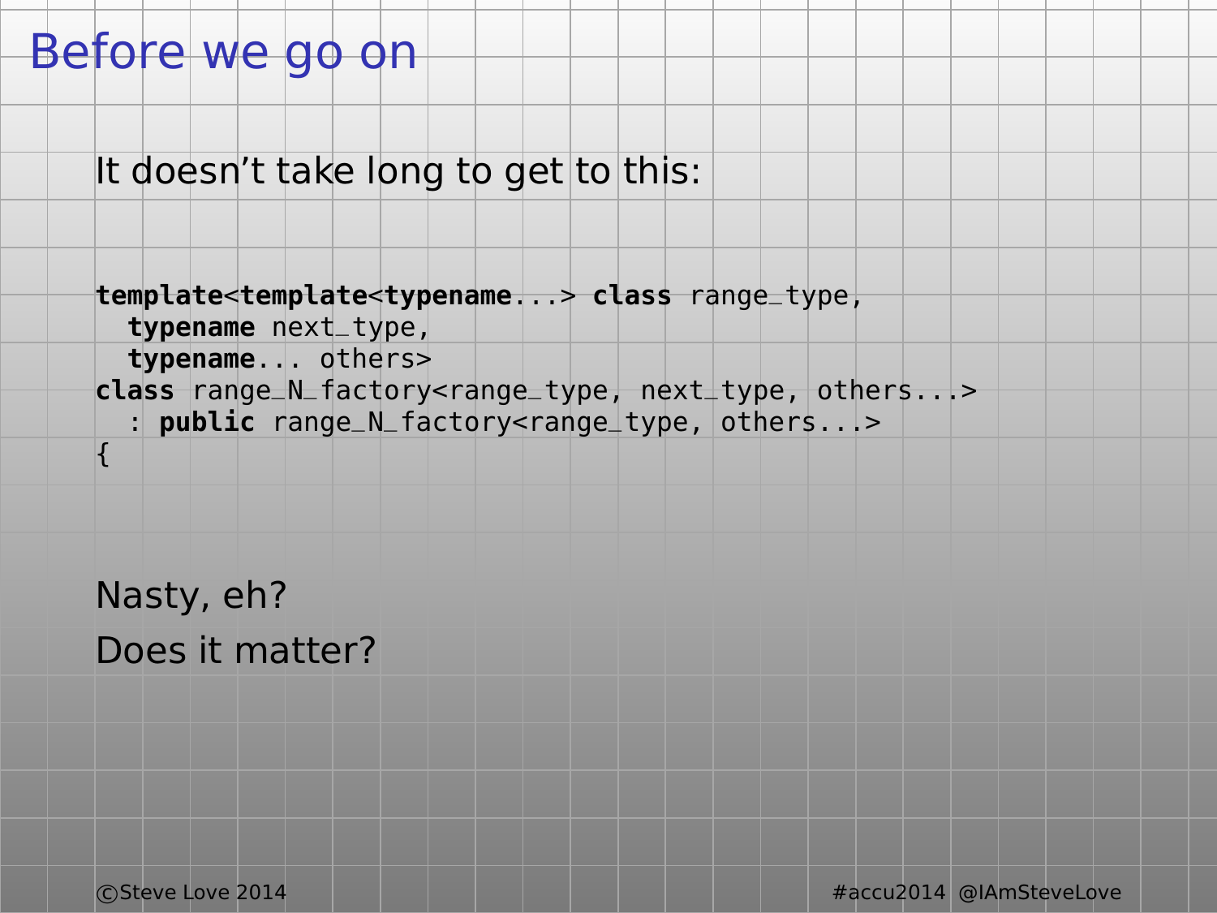# Before we go on

It doesn't take long to get to this:

```
template<template<typename...> class range_type,
  typename next_type,
  typename... others>
class range_N_factory<range_type, next_type, others...>
  : public range_N_factory<range_type, others...>
{
```

Nasty, eh?

Does it matter?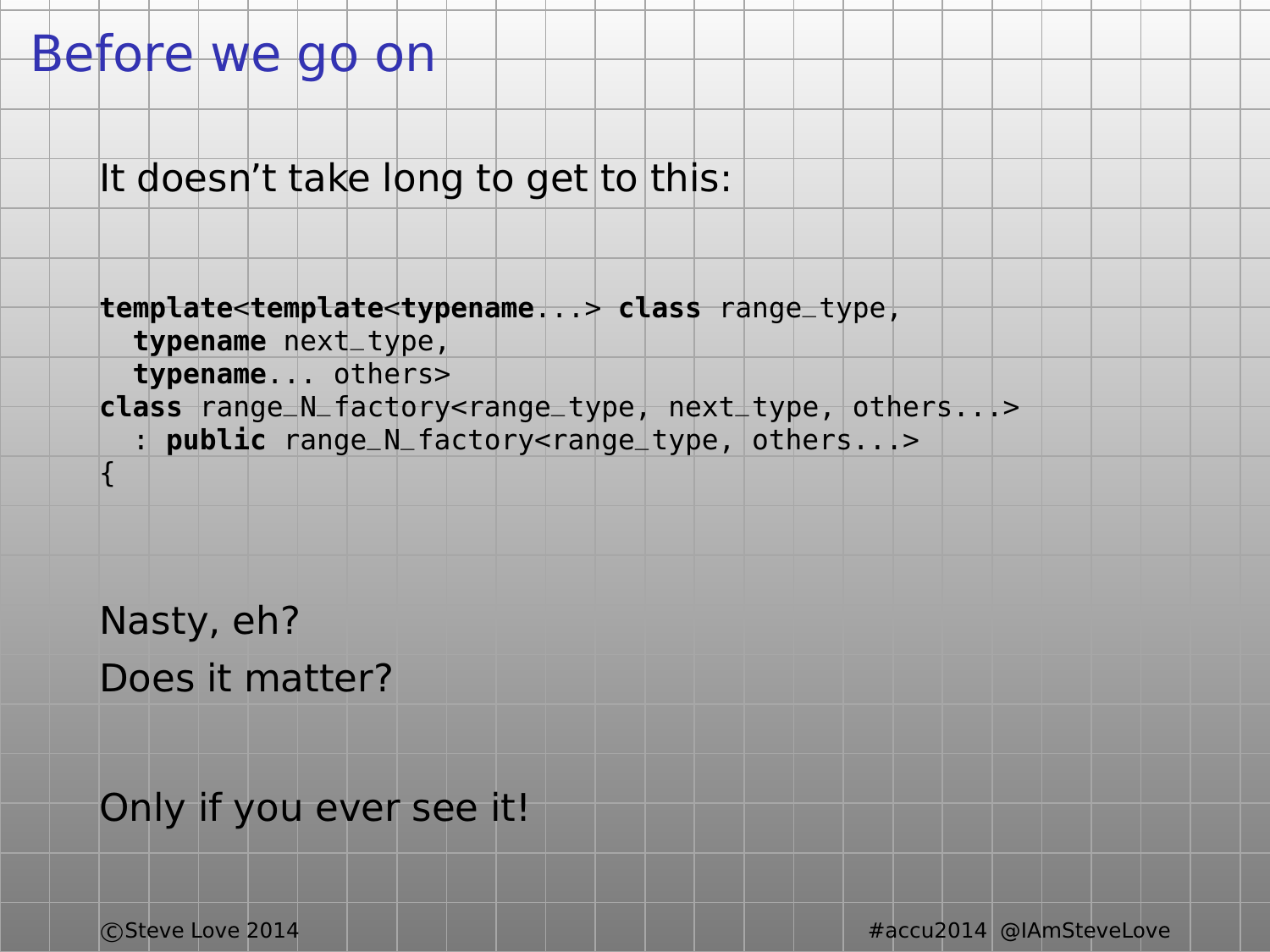# Before we go on

It doesn't take long to get to this:

```
template<template<typename...> class range_type,
  typename next_type,
  typename... others>
class range_N_factory<range_type, next_type, others...>
  : public range_N_factory<range_type, others...>
{
```

Nasty, eh?

Does it matter?

Only if you ever see it!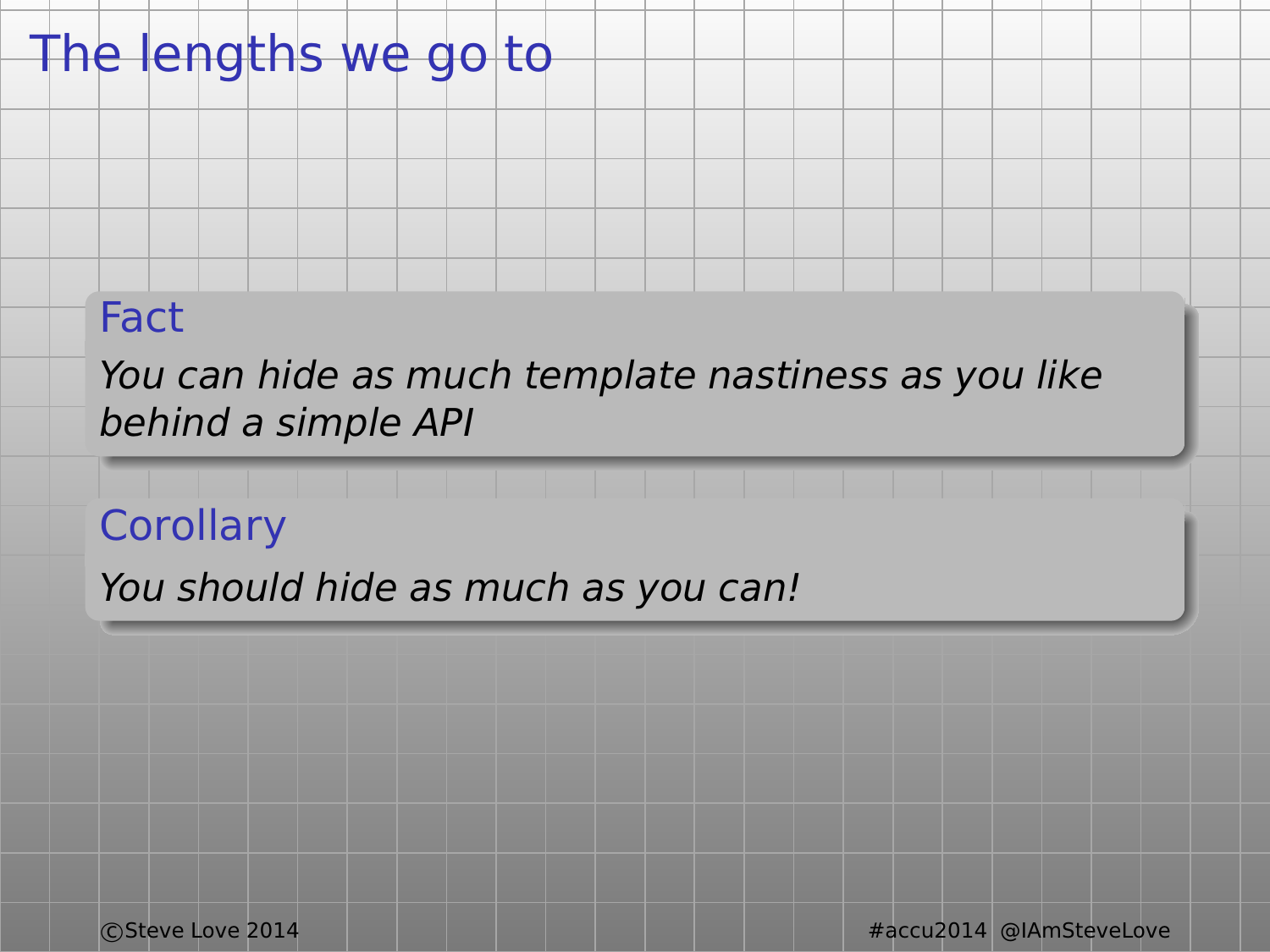# The lengths we go to

**Fact**

*You can hide as much template nastiness as you like behind a simple API*

**Corollary**

*You should hide as much as you can!*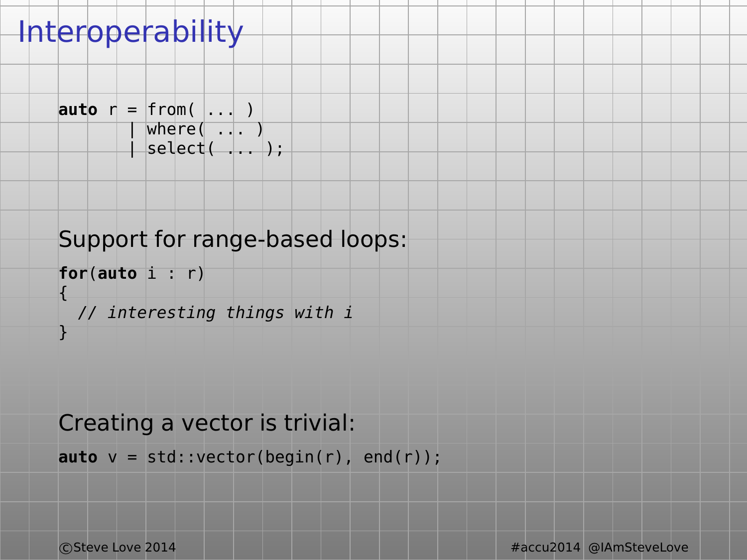# Interoperability

```
auto r = from( ... )
       | where( ... )
       | select( ... );
```

Support for range-based loops:

```
for(auto i : r)
{
  // interesting things with i
}
```

Creating a vector is trivial:

```
auto v = std::vector(begin(r), end(r));
```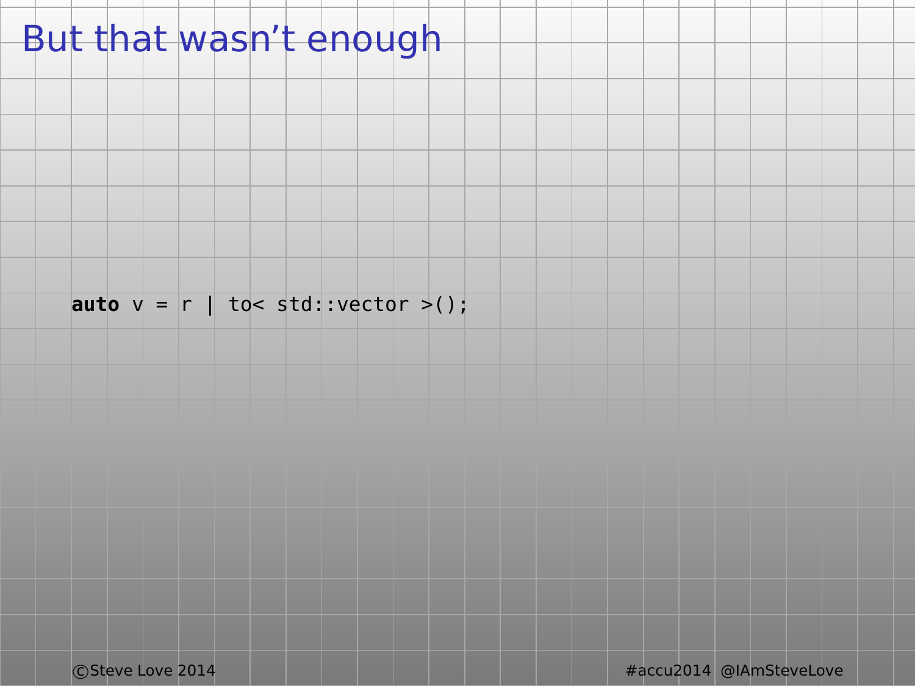# But that wasn’t enough

```
auto v = r | to< std::vector >();
```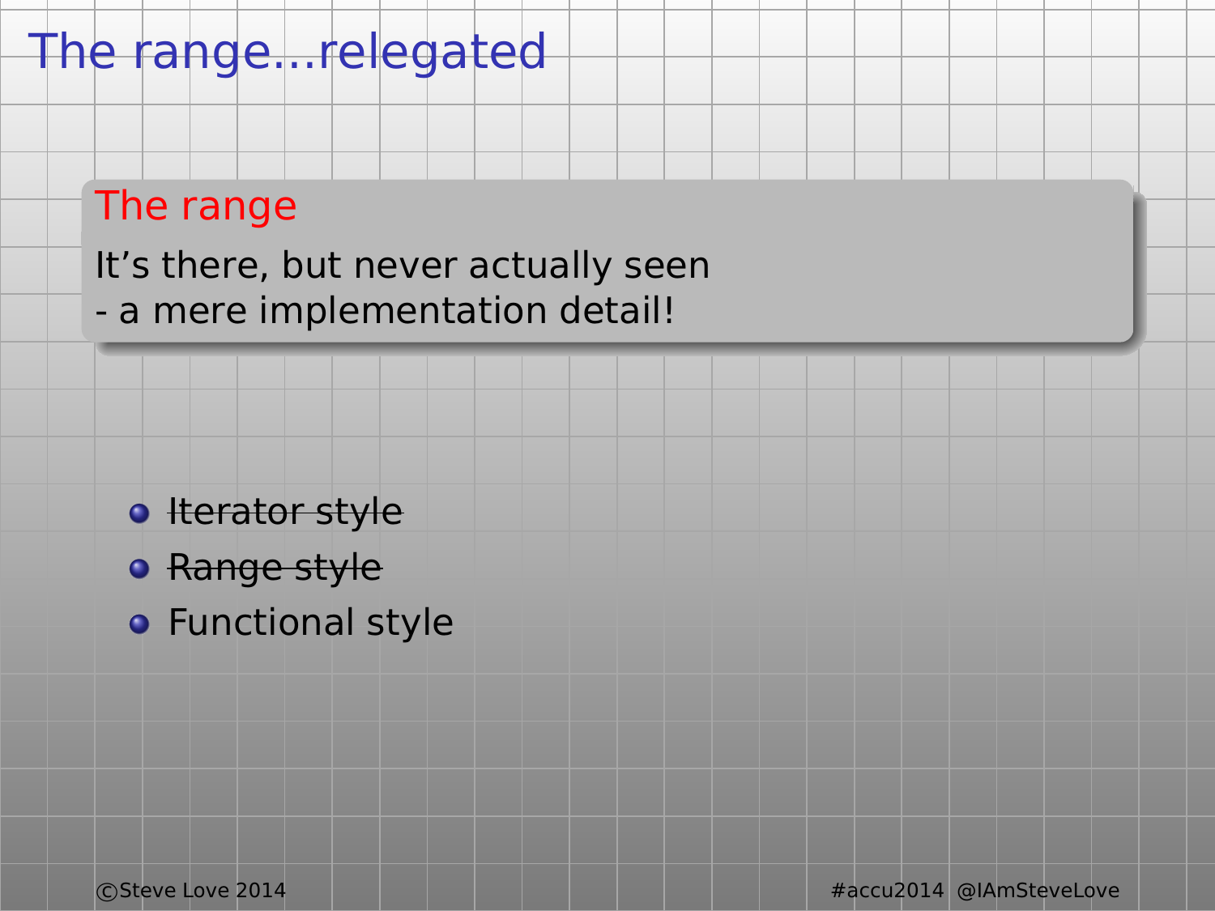# The range...relegated

**The range**

It's there, but never actually seen
- a mere implementation detail!

- ~~Iterator style~~
- ~~Range style~~
- Functional style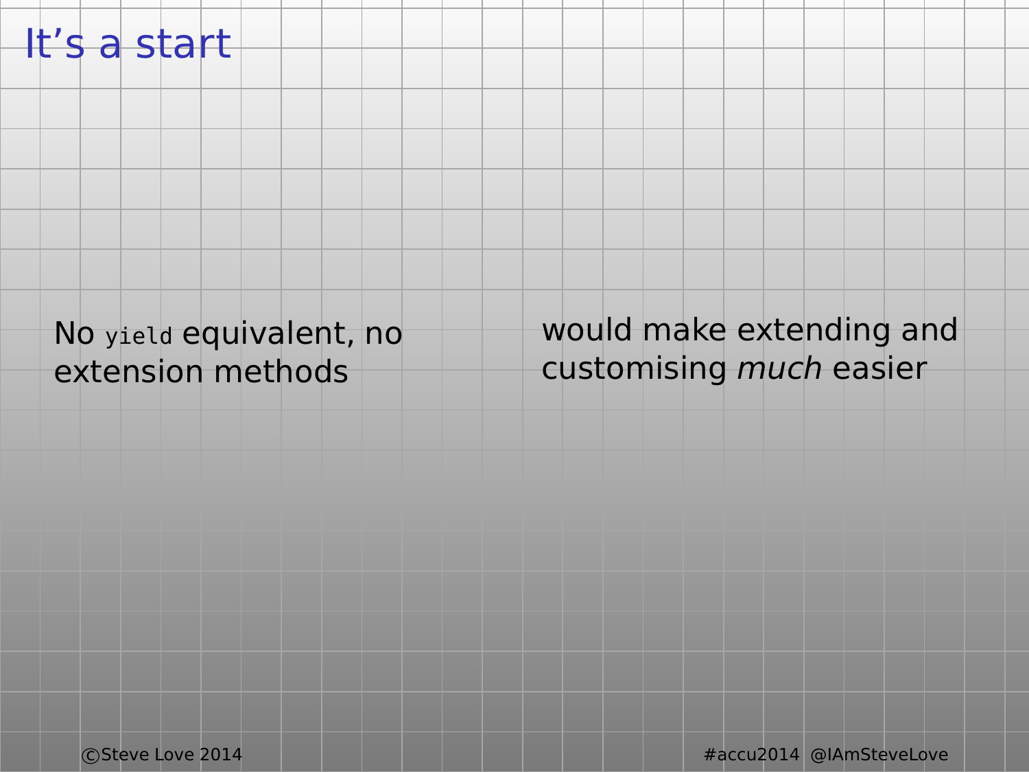# It’s a start

No `yield` equivalent, no extension methods

would make extending and customising *much* easier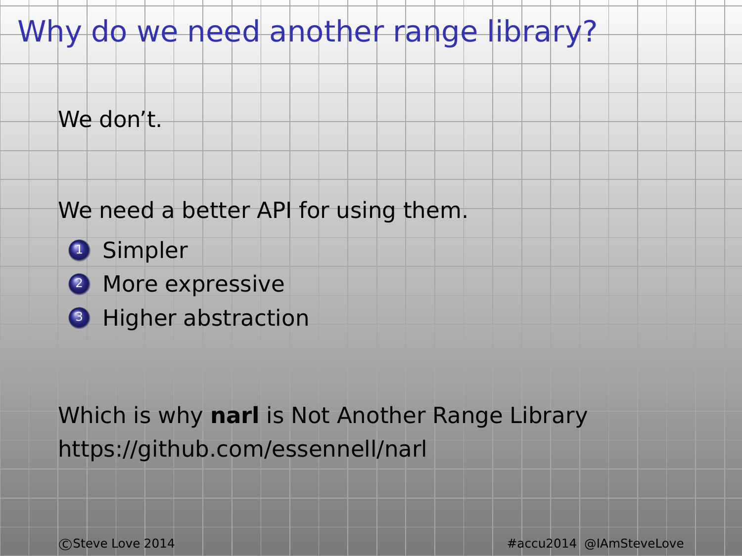# Why do we need another range library?

We don't.

We need a better API for using them.

1. Simpler
2. More expressive
3. Higher abstraction

Which is why **narl** is Not Another Range Library
https://github.com/essennell/narl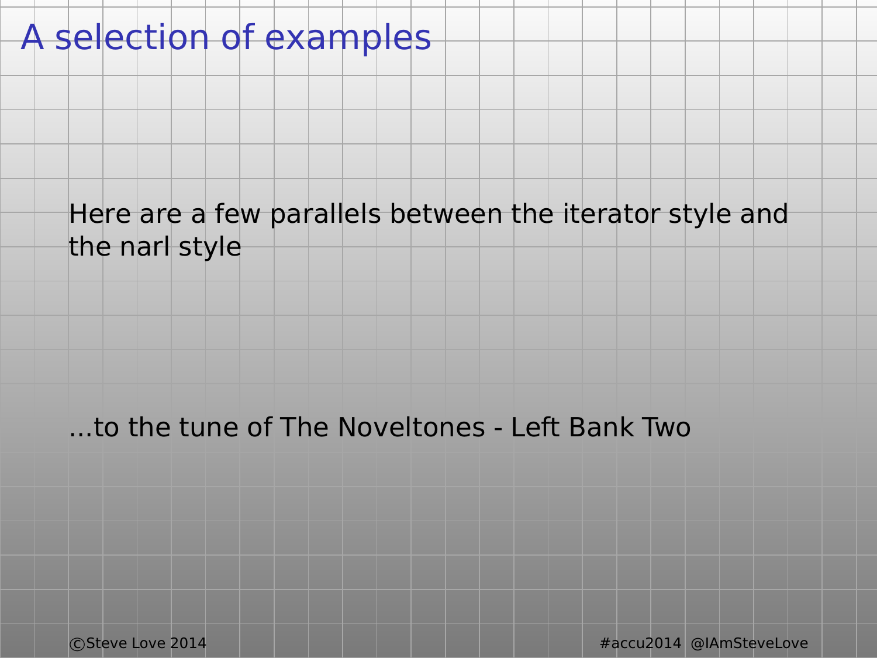# A selection of examples

Here are a few parallels between the iterator style and the narl style

...to the tune of The Noveltones - Left Bank Two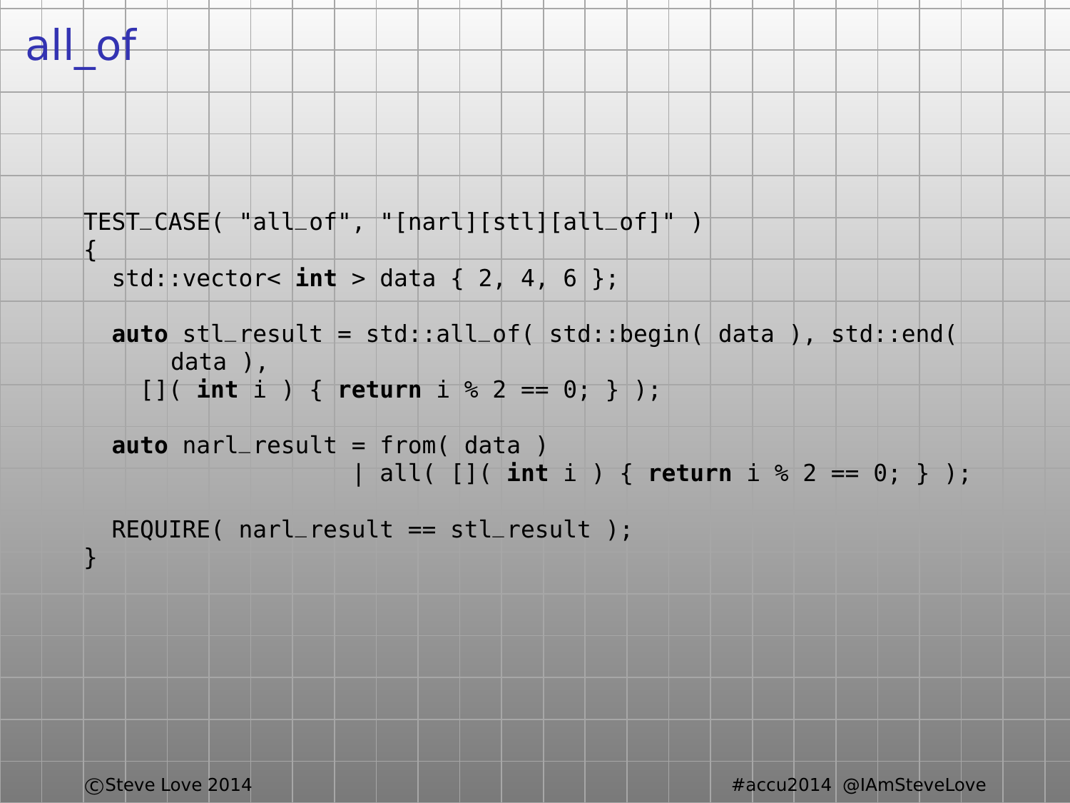# all_of

```
TEST_CASE( "all_of", "[narl][stl][all_of]" )
{
  std::vector< int > data { 2, 4, 6 };

  auto stl_result = std::all_of( std::begin( data ), std::end(
      data ),
    []( int i ) { return i % 2 == 0; } );

  auto narl_result = from( data )
                   | all( []( int i ) { return i % 2 == 0; } );

  REQUIRE( narl_result == stl_result );
}
```

©Steve Love 2014 #accu2014 @IAmSteveLove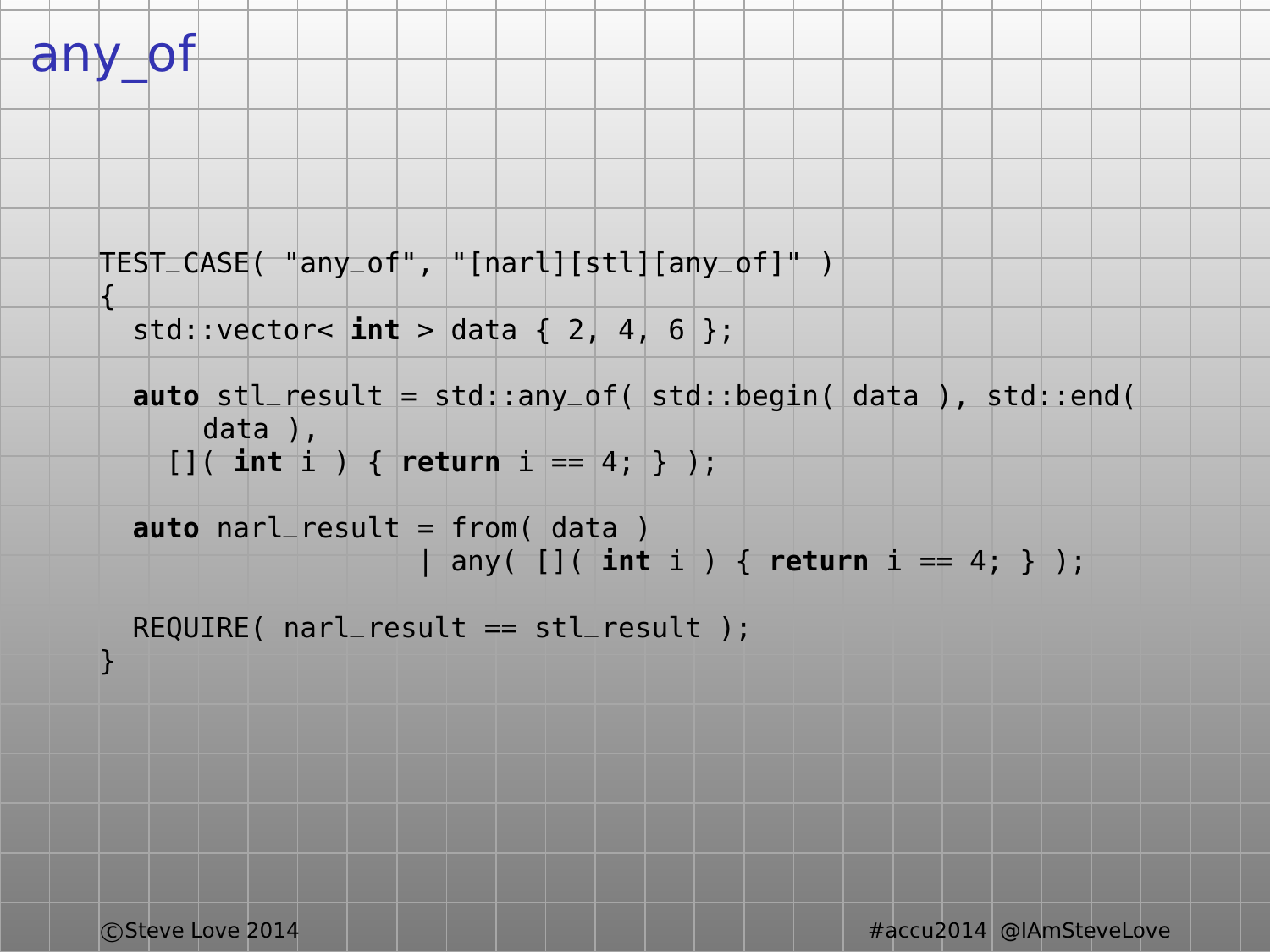# any_of

```
TEST_CASE( "any_of", "[narl][stl][any_of]" )
{
  std::vector< int > data { 2, 4, 6 };

  auto stl_result = std::any_of( std::begin( data ), std::end(
      data ),
    []( int i ) { return i == 4; } );

  auto narl_result = from( data )
                   | any( []( int i ) { return i == 4; } );

  REQUIRE( narl_result == stl_result );
}
```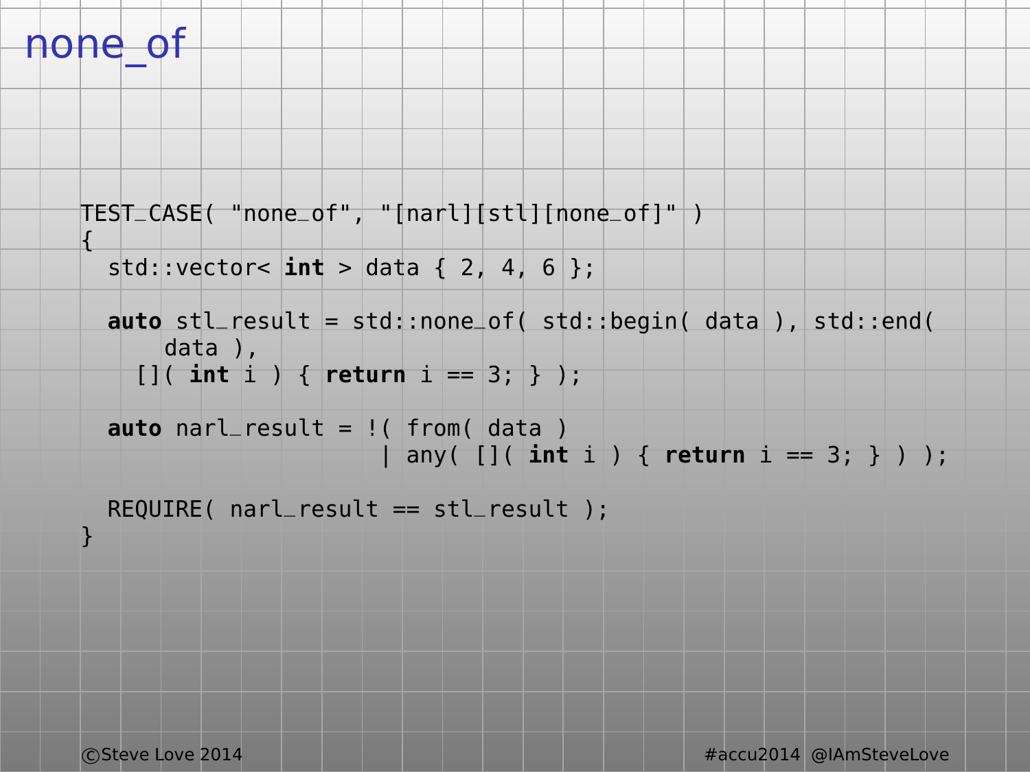# none_of

```
TEST_CASE( "none_of", "[narl][stl][none_of]" )
{
  std::vector< int > data { 2, 4, 6 };

  auto stl_result = std::none_of( std::begin( data ), std::end(
      data ),
    []( int i ) { return i == 3; } );

  auto narl_result = !( from( data )
                     | any( []( int i ) { return i == 3; } ) );

  REQUIRE( narl_result == stl_result );
}
```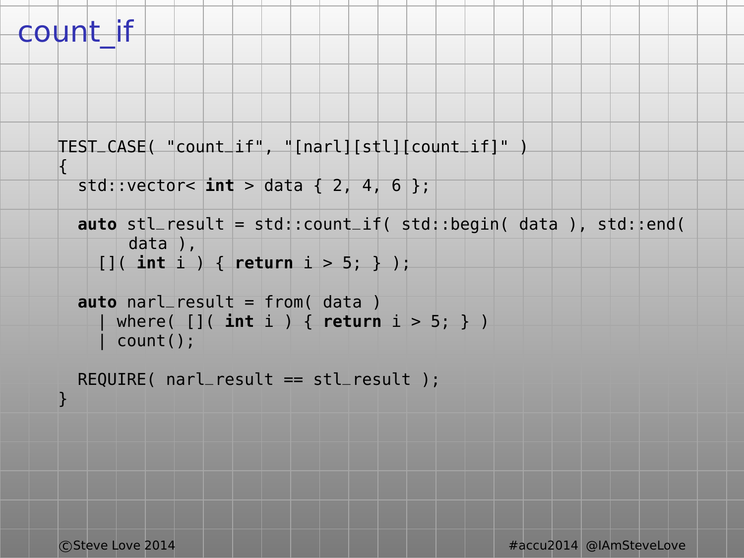# count_if

```
TEST_CASE( "count_if", "[narl][stl][count_if]" )
{
  std::vector< int > data { 2, 4, 6 };

  auto stl_result = std::count_if( std::begin( data ), std::end(
       data ),
    []( int i ) { return i > 5; } );

  auto narl_result = from( data )
    | where( []( int i ) { return i > 5; } )
    | count();

  REQUIRE( narl_result == stl_result );
}
```

©Steve Love 2014 #accu2014 @IAmSteveLove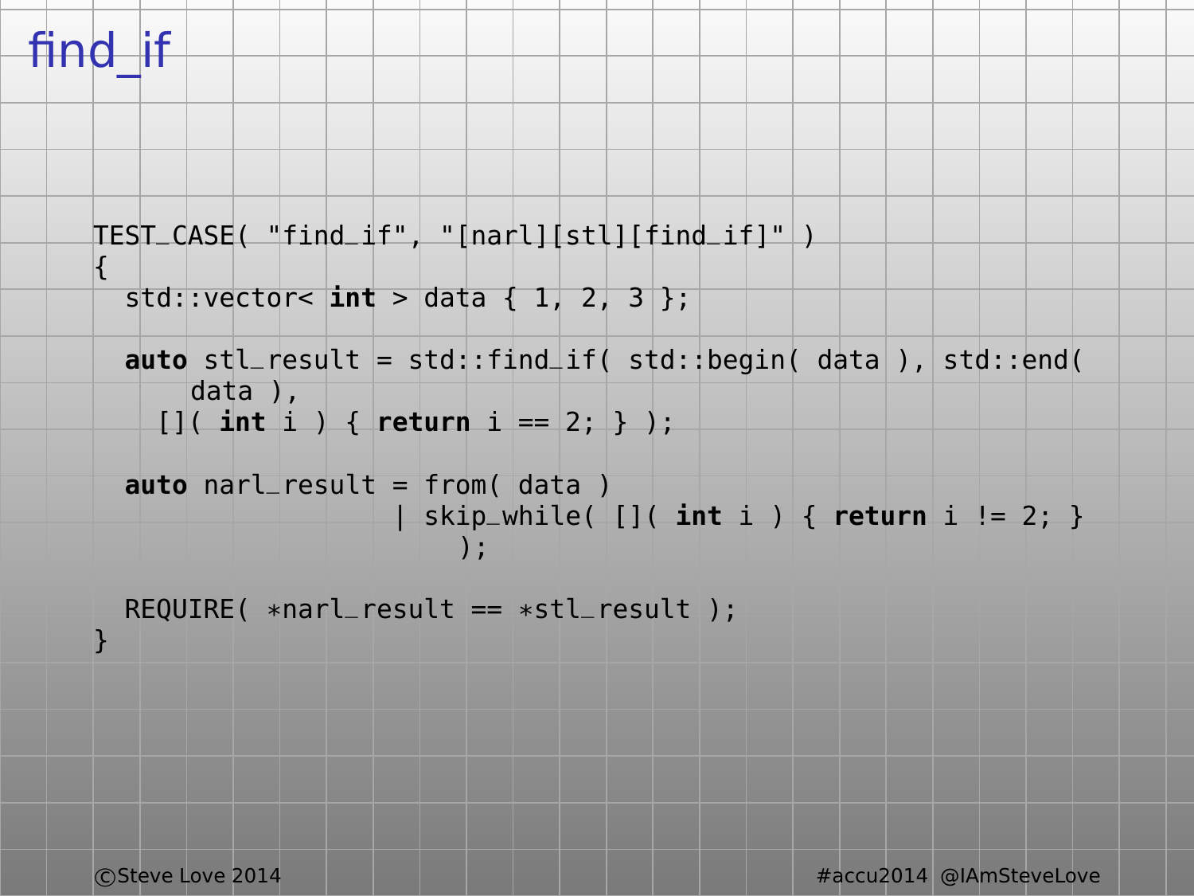# find_if

```
TEST_CASE( "find_if", "[narl][stl][find_if]" )
{
  std::vector< int > data { 1, 2, 3 };

  auto stl_result = std::find_if( std::begin( data ), std::end(
      data ),
    []( int i ) { return i == 2; } );

  auto narl_result = from( data )
                   | skip_while( []( int i ) { return i != 2; }
                       );

  REQUIRE( *narl_result == *stl_result );
}
```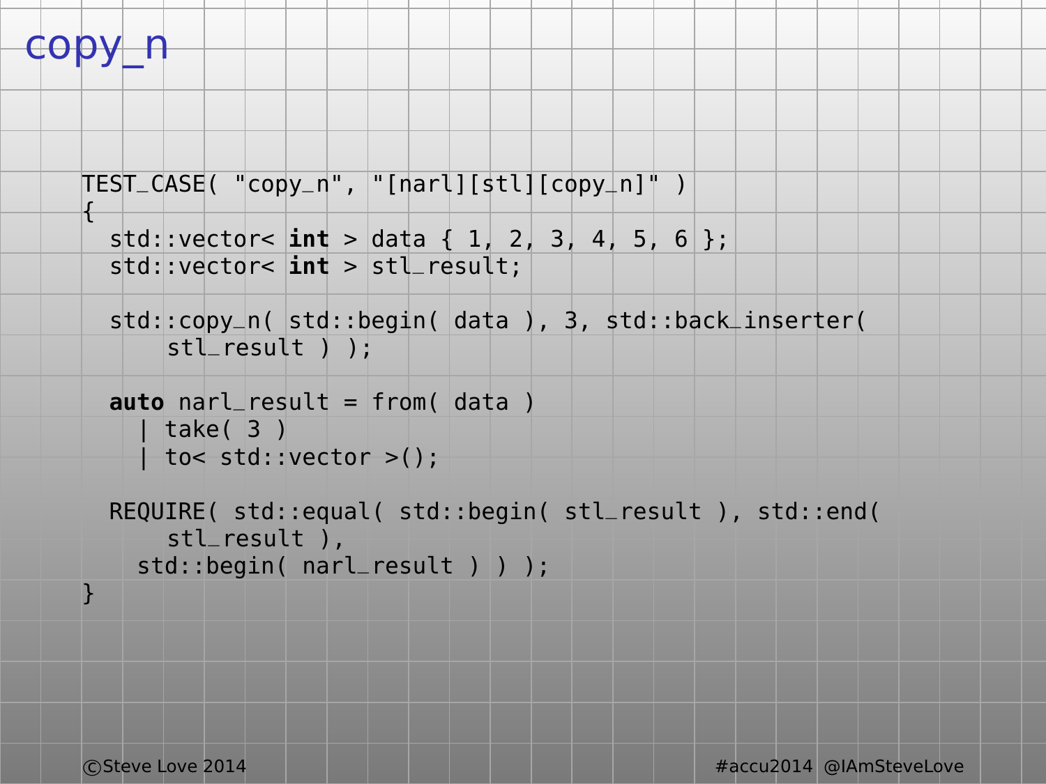# copy_n

```
TEST_CASE( "copy_n", "[narl][stl][copy_n]" )
{
  std::vector< int > data { 1, 2, 3, 4, 5, 6 };
  std::vector< int > stl_result;

  std::copy_n( std::begin( data ), 3, std::back_inserter(
      stl_result ) );

  auto narl_result = from( data )
    | take( 3 )
    | to< std::vector >();

  REQUIRE( std::equal( std::begin( stl_result ), std::end(
      stl_result ),
    std::begin( narl_result ) ) );
}
```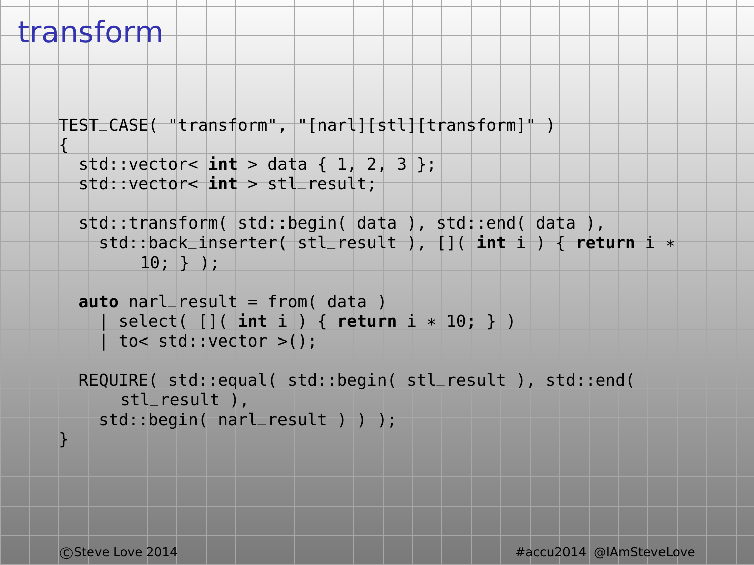# transform

```
TEST_CASE( "transform", "[narl][stl][transform]" )
{
  std::vector< int > data { 1, 2, 3 };
  std::vector< int > stl_result;

  std::transform( std::begin( data ), std::end( data ),
    std::back_inserter( stl_result ), []( int i ) { return i *
        10; } );

  auto narl_result = from( data )
    | select( []( int i ) { return i * 10; } )
    | to< std::vector >();

  REQUIRE( std::equal( std::begin( stl_result ), std::end(
      stl_result ),
    std::begin( narl_result ) ) );
}
```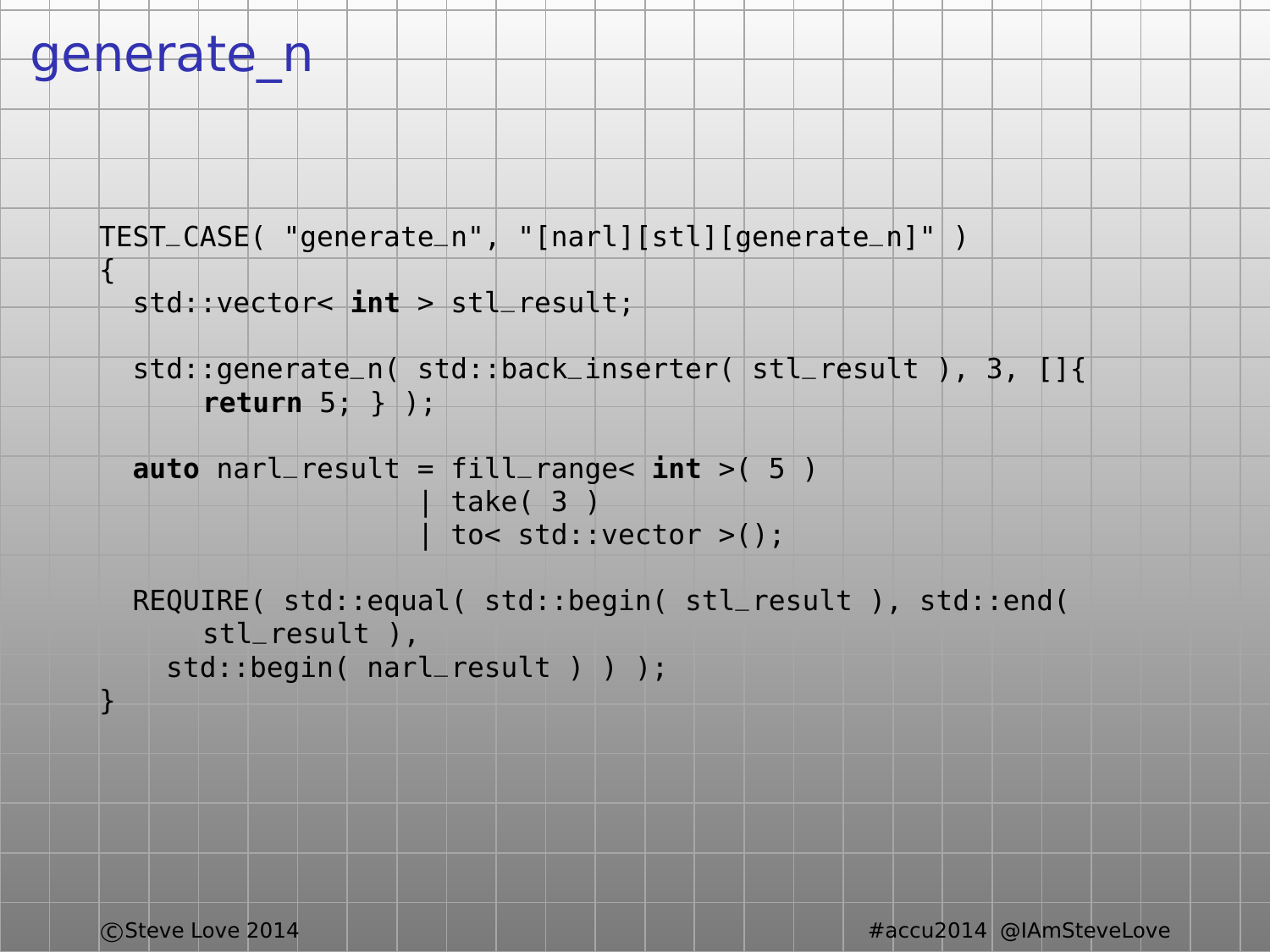# generate_n

```
TEST_CASE( "generate_n", "[narl][stl][generate_n]" )
{
  std::vector< int > stl_result;

  std::generate_n( std::back_inserter( stl_result ), 3, []{
      return 5; } );

  auto narl_result = fill_range< int >( 5 )
                   | take( 3 )
                   | to< std::vector >();

  REQUIRE( std::equal( std::begin( stl_result ), std::end(
      stl_result ),
    std::begin( narl_result ) ) );
}
```

©Steve Love 2014 #accu2014 @IAmSteveLove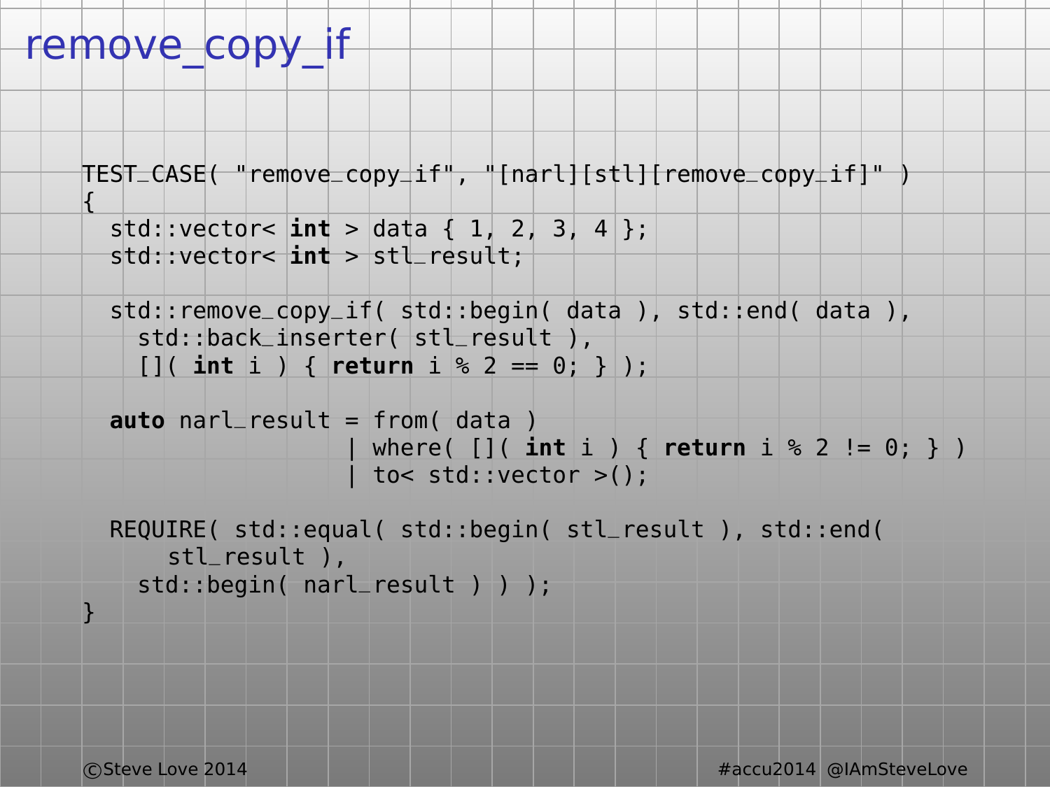# remove_copy_if

```
TEST_CASE( "remove_copy_if", "[narl][stl][remove_copy_if]" )
{
  std::vector< int > data { 1, 2, 3, 4 };
  std::vector< int > stl_result;

  std::remove_copy_if( std::begin( data ), std::end( data ),
    std::back_inserter( stl_result ),
    []( int i ) { return i % 2 == 0; } );

  auto narl_result = from( data )
                   | where( []( int i ) { return i % 2 != 0; } )
                   | to< std::vector >();

  REQUIRE( std::equal( std::begin( stl_result ), std::end(
      stl_result ),
    std::begin( narl_result ) ) );
}
```

©Steve Love 2014 #accu2014 @IAmSteveLove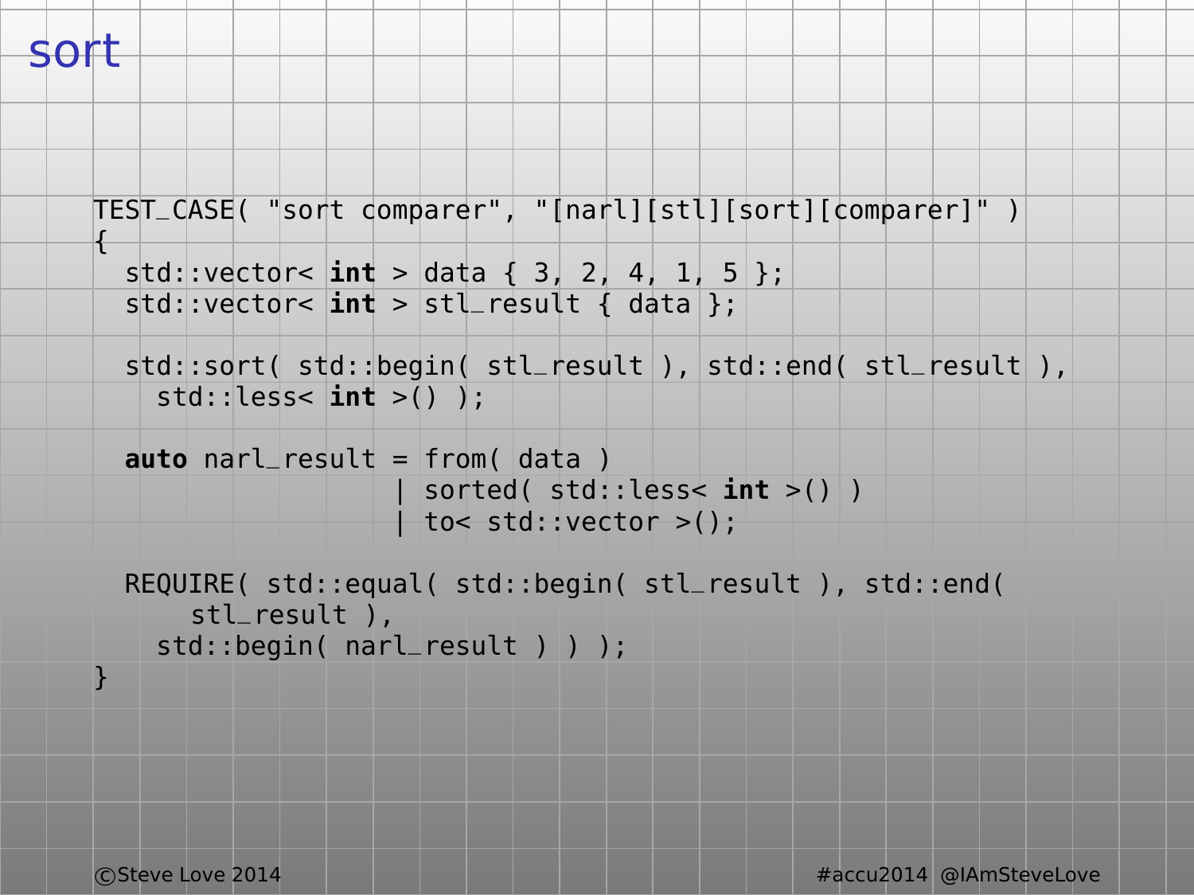# sort

```
TEST_CASE( "sort comparer", "[narl][stl][sort][comparer]" )
{
  std::vector< int > data { 3, 2, 4, 1, 5 };
  std::vector< int > stl_result { data };

  std::sort( std::begin( stl_result ), std::end( stl_result ),
    std::less< int >() );

  auto narl_result = from( data )
                   | sorted( std::less< int >() )
                   | to< std::vector >();

  REQUIRE( std::equal( std::begin( stl_result ), std::end(
      stl_result ),
    std::begin( narl_result ) ) );
}
```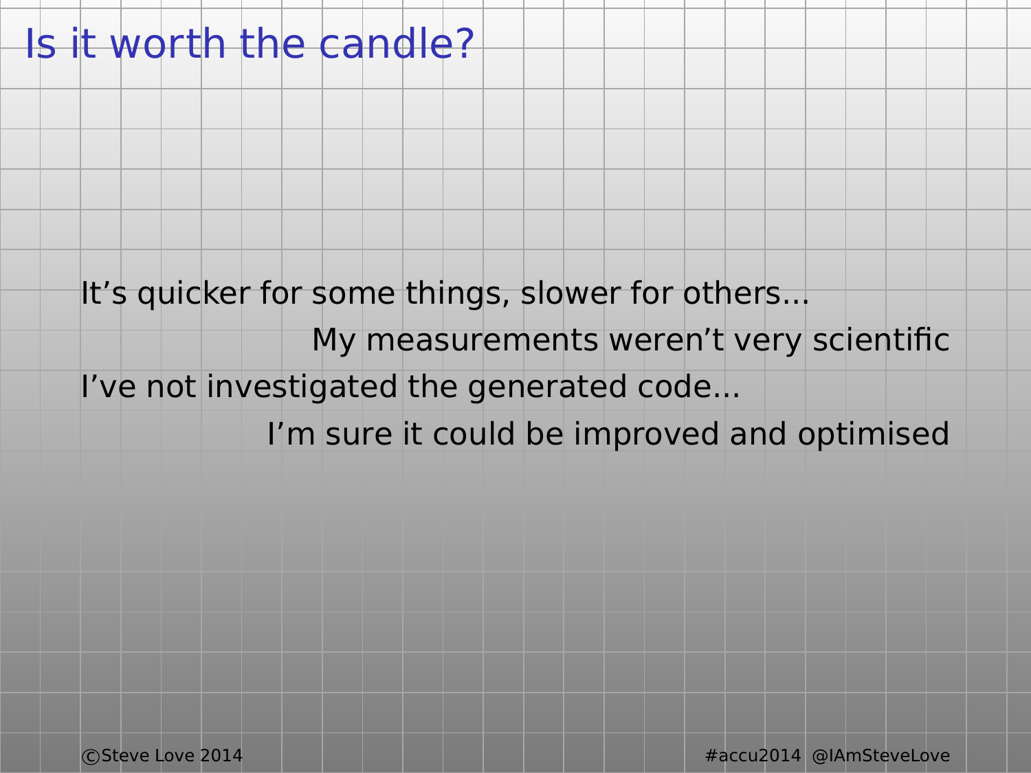# Is it worth the candle?

It’s quicker for some things, slower for others...

My measurements weren’t very scientific

I’ve not investigated the generated code...

I’m sure it could be improved and optimised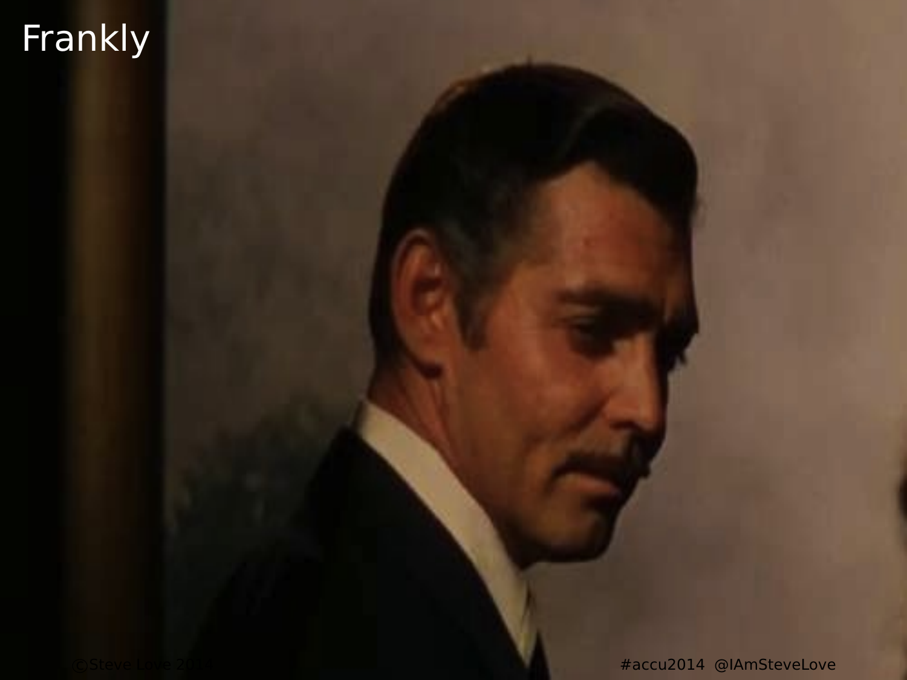# Frankly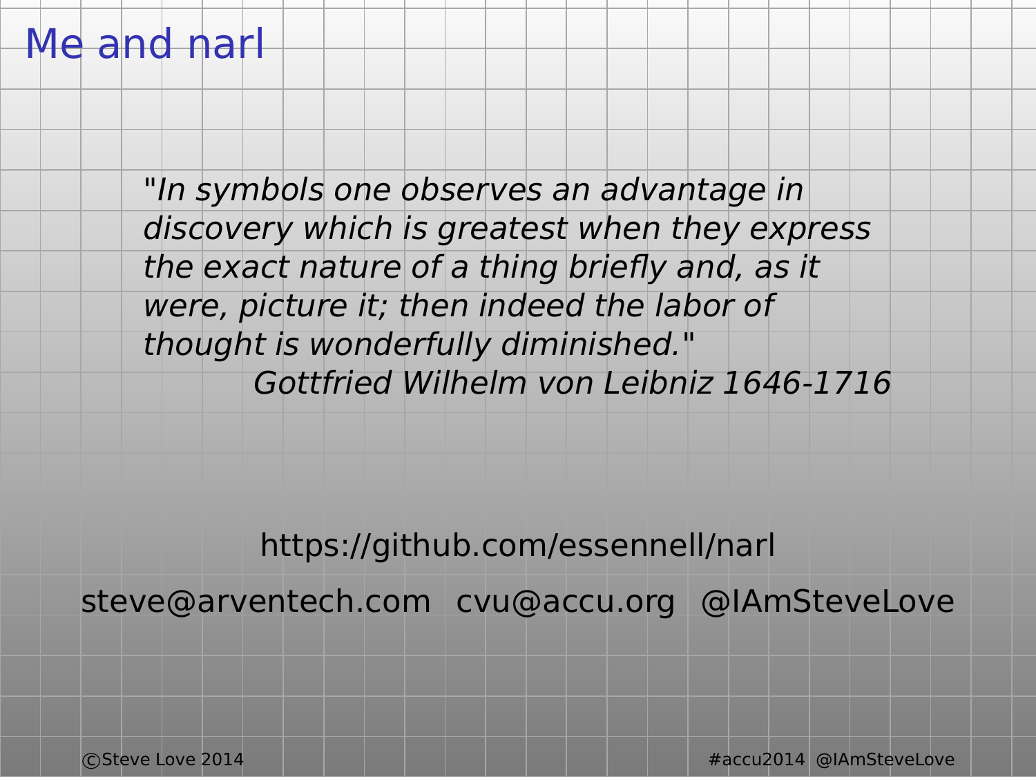# Me and narl

*"In symbols one observes an advantage in discovery which is greatest when they express the exact nature of a thing briefly and, as it were, picture it; then indeed the labor of thought is wonderfully diminished."*

*Gottfried Wilhelm von Leibniz 1646-1716*

https://github.com/essennell/narl

steve@arventech.com cvu@accu.org @IAmSteveLove